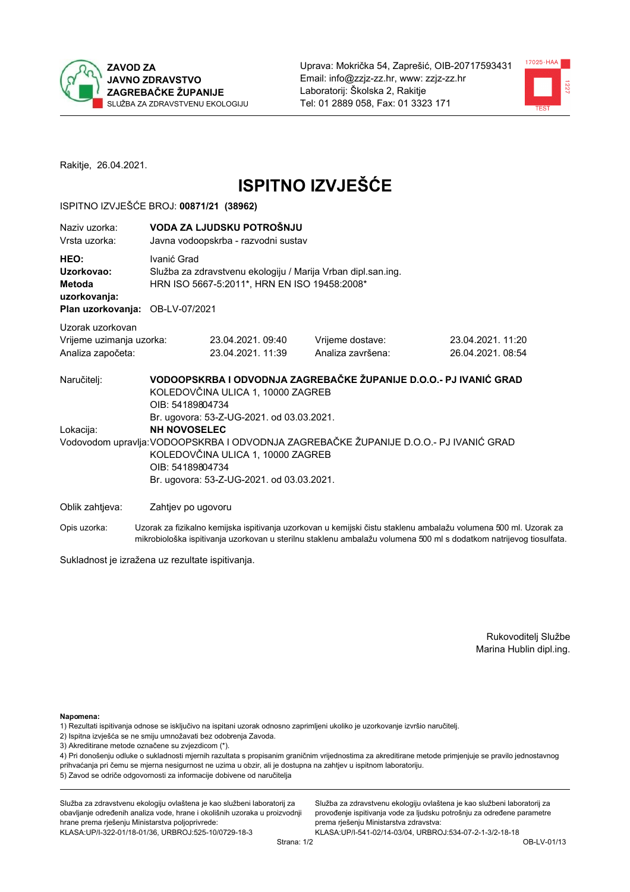**ZAVOD ZA JAVNO ZDRAVSTVO ZAGREBAČKE ŽUPANIJE**
SLUŽBA ZA ZDRAVSTVENU EKOLOGIJU

Uprava: Mokrička 54, Zaprešić, OIB-20717593431
Email: info@zzjz-zz.hr, www: zzjz-zz.hr
Laboratorij: Školska 2, Rakitje
Tel: 01 2889 058, Fax: 01 3323 171

Rakitje, 26.04.2021.

# ISPITNO IZVJEŠĆE

ISPITNO IZVJEŠĆE BROJ: **00871/21 (38962)**

| | |
|---|---|
| Naziv uzorka: | **VODA ZA LJUDSKU POTROŠNJU** |
| Vrsta uzorka: | Javna vodoopskrba - razvodni sustav |
| **HEO:** | Ivanić Grad |
| **Uzorkovao:** | Služba za zdravstvenu ekologiju / Marija Vrban dipl.san.ing. |
| **Metoda uzorkovanja:** | HRN ISO 5667-5:2011*, HRN EN ISO 19458:2008* |
| **Plan uzorkovanja:** | OB-LV-07/2021 |

Uzorak uzorkovan

| | | | |
|---|---|---|---|
| Vrijeme uzimanja uzorka: | 23.04.2021. 09:40 | Vrijeme dostave: | 23.04.2021. 11:20 |
| Analiza započeta: | 23.04.2021. 11:39 | Analiza završena: | 26.04.2021. 08:54 |

Naručitelj: **VODOOPSKRBA I ODVODNJA ZAGREBAČKE ŽUPANIJE D.O.O.- PJ IVANIĆ GRAD**
KOLEDOVČINA ULICA 1, 10000 ZAGREB
OIB: 54189804734
Br. ugovora: 53-Z-UG-2021. od 03.03.2021.

Lokacija: **NH NOVOSELEC**

Vodovodom upravlja: VODOOPSKRBA I ODVODNJA ZAGREBAČKE ŽUPANIJE D.O.O.- PJ IVANIĆ GRAD
KOLEDOVČINA ULICA 1, 10000 ZAGREB
OIB: 54189804734
Br. ugovora: 53-Z-UG-2021. od 03.03.2021.

Oblik zahtjeva: Zahtjev po ugovoru

Opis uzorka: Uzorak za fizikalno kemijska ispitivanja uzorkovan u kemijski čistu staklenu ambalažu volumena 500 ml. Uzorak za mikrobiološka ispitivanja uzorkovan u sterilnu staklenu ambalažu volumena 500 ml s dodatkom natrijevog tiosulfata.

Sukladnost je izražena uz rezultate ispitivanja.

Rukovoditelj Službe
Marina Hublin dipl.ing.

**Napomena:**
1) Rezultati ispitivanja odnose se isključivo na ispitani uzorak odnosno zaprimljeni ukoliko je uzorkovanje izvršio naručitelj.
2) Ispitna izvješća se ne smiju umnožavati bez odobrenja Zavoda.
3) Akreditirane metode označene su zvjezdicom (*).
4) Pri donošenju odluke o sukladnosti mjernih razultata s propisanim graničnim vrijednostima za akreditirane metode primjenjuje se pravilo jednostavnog prihvaćanja pri čemu se mjerna nesigurnost ne uzima u obzir, ali je dostupna na zahtjev u ispitnom laboratoriju.
5) Zavod se odriče odgovornosti za informacije dobivene od naručitelja

Služba za zdravstvenu ekologiju ovlaštena je kao službeni laboratorij za obavljanje određenih analiza vode, hrane i okolišnih uzoraka u proizvodnji hrane prema rješenju Ministarstva poljoprivrede:
KLASA:UP/I-322-01/18-01/36, URBROJ:525-10/0729-18-3

Služba za zdravstvenu ekologiju ovlaštena je kao službeni laboratorij za provođenje ispitivanja vode za ljudsku potrošnju za određene parametre prema rješenju Ministarstva zdravstva:
KLASA:UP/I-541-02/14-03/04, URBROJ:534-07-2-1-3/2-18-18

OB-LV-01/13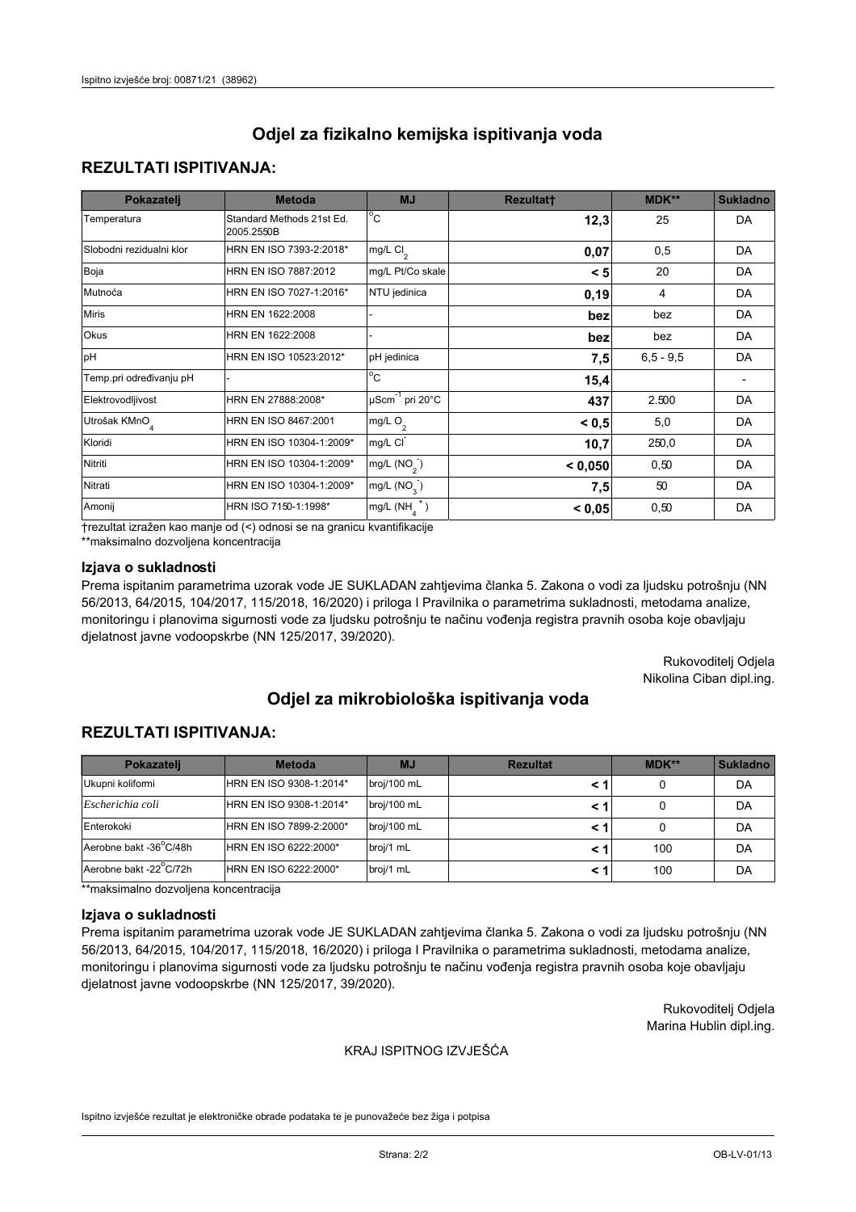# Odjel za fizikalno kemijska ispitivanja voda

## REZULTATI ISPITIVANJA:

| Pokazatelj | Metoda | MJ | Rezultat† | MDK** | Sukladno |
|---|---|---|---|---|---|
| Temperatura | Standard Methods 21st Ed. 2005.2550B | °C | **12,3** | 25 | DA |
| Slobodni rezidualni klor | HRN EN ISO 7393-2:2018* | mg/L $Cl_2$ | **0,07** | 0,5 | DA |
| Boja | HRN EN ISO 7887:2012 | mg/L Pt/Co skale | **< 5** | 20 | DA |
| Mutnoća | HRN EN ISO 7027-1:2016* | NTU jedinica | **0,19** | 4 | DA |
| Miris | HRN EN 1622:2008 | - | **bez** | bez | DA |
| Okus | HRN EN 1622:2008 | - | **bez** | bez | DA |
| pH | HRN EN ISO 10523:2012* | pH jedinica | **7,5** | 6,5 - 9,5 | DA |
| Temp.pri određivanju pH | - | °C | **15,4** | | - |
| Elektrovodljivost | HRN EN 27888:2008* | $\mu Scm^{-1}$ pri 20°C | **437** | 2.500 | DA |
| Utrošak $KMnO_4$ | HRN EN ISO 8467:2001 | mg/L $O_2$ | **< 0,5** | 5,0 | DA |
| Kloridi | HRN EN ISO 10304-1:2009* | mg/L $Cl^-$ | **10,7** | 250,0 | DA |
| Nitriti | HRN EN ISO 10304-1:2009* | mg/L $(NO_2^-)$ | **< 0,050** | 0,50 | DA |
| Nitrati | HRN EN ISO 10304-1:2009* | mg/L $(NO_3^-)$ | **7,5** | 50 | DA |
| Amonij | HRN ISO 7150-1:1998* | mg/L $(NH_4^+)$ | **< 0,05** | 0,50 | DA |

†rezultat izražen kao manje od (<) odnosi se na granicu kvantifikacije
**maksimalno dozvoljena koncentracija

### Izjava o sukladnosti

Prema ispitanim parametrima uzorak vode JE SUKLADAN zahtjevima članka 5. Zakona o vodi za ljudsku potrošnju (NN 56/2013, 64/2015, 104/2017, 115/2018, 16/2020) i priloga I Pravilnika o parametrima sukladnosti, metodama analize, monitoringu i planovima sigurnosti vode za ljudsku potrošnju te načinu vođenja registra pravnih osoba koje obavljaju djelatnost javne vodoopskrbe (NN 125/2017, 39/2020).

Rukovoditelj Odjela
Nikolina Ciban dipl.ing.

# Odjel za mikrobiološka ispitivanja voda

## REZULTATI ISPITIVANJA:

| Pokazatelj | Metoda | MJ | Rezultat | MDK** | Sukladno |
|---|---|---|---|---|---|
| Ukupni koliformi | HRN EN ISO 9308-1:2014* | broj/100 mL | **< 1** | 0 | DA |
| *Escherichia coli* | HRN EN ISO 9308-1:2014* | broj/100 mL | **< 1** | 0 | DA |
| Enterokoki | HRN EN ISO 7899-2:2000* | broj/100 mL | **< 1** | 0 | DA |
| Aerobne bakt -36°C/48h | HRN EN ISO 6222:2000* | broj/1 mL | **< 1** | 100 | DA |
| Aerobne bakt -22°C/72h | HRN EN ISO 6222:2000* | broj/1 mL | **< 1** | 100 | DA |

**maksimalno dozvoljena koncentracija

### Izjava o sukladnosti

Prema ispitanim parametrima uzorak vode JE SUKLADAN zahtjevima članka 5. Zakona o vodi za ljudsku potrošnju (NN 56/2013, 64/2015, 104/2017, 115/2018, 16/2020) i priloga I Pravilnika o parametrima sukladnosti, metodama analize, monitoringu i planovima sigurnosti vode za ljudsku potrošnju te načinu vođenja registra pravnih osoba koje obavljaju djelatnost javne vodoopskrbe (NN 125/2017, 39/2020).

Rukovoditelj Odjela
Marina Hublin dipl.ing.

KRAJ ISPITNOG IZVJEŠĆA

Ispitno izvješće rezultat je elektroničke obrade podataka te je punovažeće bez žiga i potpisa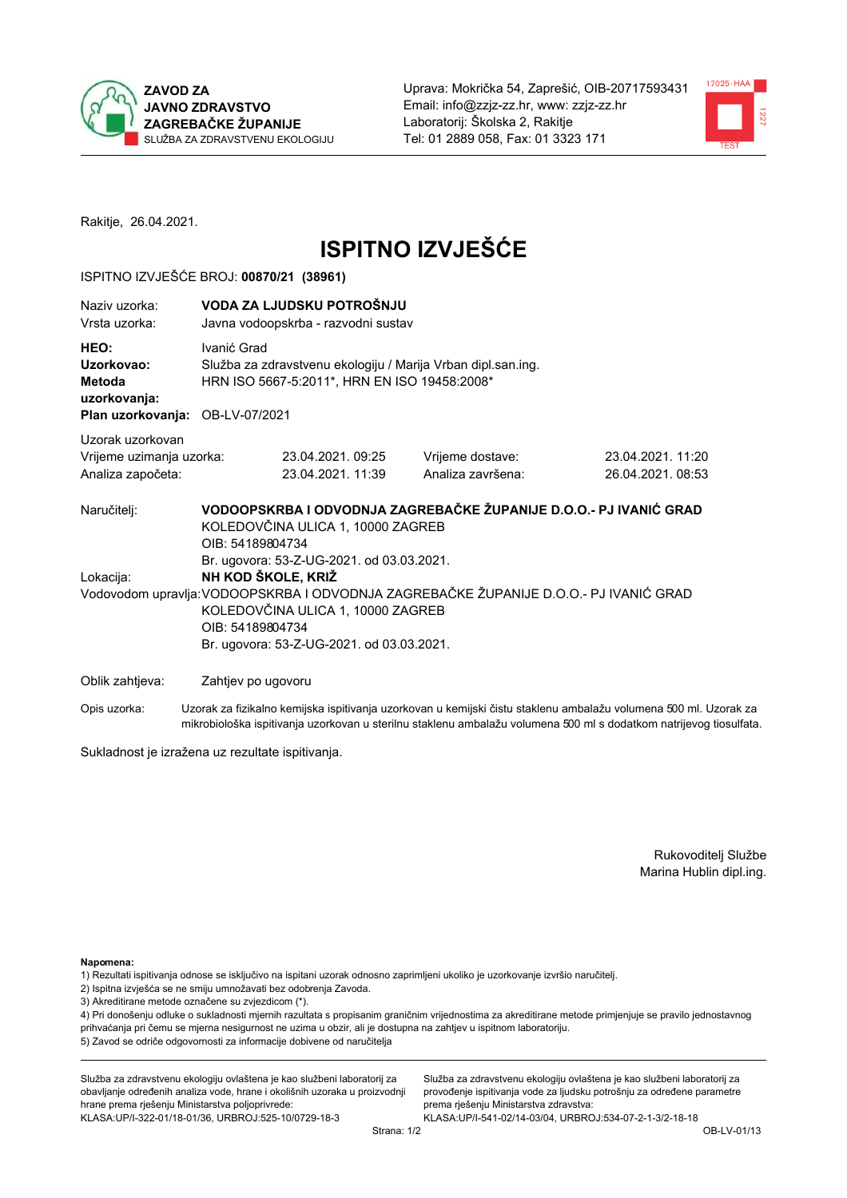**ZAVOD ZA JAVNO ZDRAVSTVO ZAGREBAČKE ŽUPANIJE**
SLUŽBA ZA ZDRAVSTVENU EKOLOGIJU

Uprava: Mokrička 54, Zaprešić, OIB-20717593431
Email: info@zzjz-zz.hr, www: zzjz-zz.hr
Laboratorij: Školska 2, Rakitje
Tel: 01 2889 058, Fax: 01 3323 171

Rakitje, 26.04.2021.

# ISPITNO IZVJEŠĆE

ISPITNO IZVJEŠĆE BROJ: **00870/21 (38961)**

| | |
|---|---|
| Naziv uzorka: | **VODA ZA LJUDSKU POTROŠNJU** |
| Vrsta uzorka: | Javna vodoopskrba - razvodni sustav |
| **HEO:** | Ivanić Grad |
| **Uzorkovao:** | Služba za zdravstvenu ekologiju / Marija Vrban dipl.san.ing. |
| **Metoda uzorkovanja:** | HRN ISO 5667-5:2011*, HRN EN ISO 19458:2008* |
| **Plan uzorkovanja:** | OB-LV-07/2021 |

Uzorak uzorkovan

| | | | |
|---|---|---|---|
| Vrijeme uzimanja uzorka: | 23.04.2021. 09:25 | Vrijeme dostave: | 23.04.2021. 11:20 |
| Analiza započeta: | 23.04.2021. 11:39 | Analiza završena: | 26.04.2021. 08:53 |

Naručitelj: **VODOOPSKRBA I ODVODNJA ZAGREBAČKE ŽUPANIJE D.O.O.- PJ IVANIĆ GRAD**
KOLEDOVČINA ULICA 1, 10000 ZAGREB
OIB: 54189804734
Br. ugovora: 53-Z-UG-2021. od 03.03.2021.

Lokacija: **NH KOD ŠKOLE, KRIŽ**

Vodovodom upravlja: VODOOPSKRBA I ODVODNJA ZAGREBAČKE ŽUPANIJE D.O.O.- PJ IVANIĆ GRAD
KOLEDOVČINA ULICA 1, 10000 ZAGREB
OIB: 54189804734
Br. ugovora: 53-Z-UG-2021. od 03.03.2021.

Oblik zahtjeva: Zahtjev po ugovoru

Opis uzorka: Uzorak za fizikalno kemijska ispitivanja uzorkovan u kemijski čistu staklenu ambalažu volumena 500 ml. Uzorak za mikrobiološka ispitivanja uzorkovan u sterilnu staklenu ambalažu volumena 500 ml s dodatkom natrijevog tiosulfata.

Sukladnost je izražena uz rezultate ispitivanja.

Rukovoditelj Službe
Marina Hublin dipl.ing.

**Napomena:**
1) Rezultati ispitivanja odnose se isključivo na ispitani uzorak odnosno zaprimljeni ukoliko je uzorkovanje izvršio naručitelj.
2) Ispitna izvješća se ne smiju umnožavati bez odobrenja Zavoda.
3) Akreditirane metode označene su zvjezdicom (*).
4) Pri donošenju odluke o sukladnosti mjernih razultata s propisanim graničnim vrijednostima za akreditirane metode primjenjuje se pravilo jednostavnog prihvaćanja pri čemu se mjerna nesigurnost ne uzima u obzir, ali je dostupna na zahtjev u ispitnom laboratoriju.
5) Zavod se odriče odgovornosti za informacije dobivene od naručitelja

Služba za zdravstvenu ekologiju ovlaštena je kao službeni laboratorij za obavljanje određenih analiza vode, hrane i okolišnih uzoraka u proizvodnji hrane prema rješenju Ministarstva poljoprivrede: KLASA:UP/I-322-01/18-01/36, URBROJ:525-10/0729-18-3

Služba za zdravstvenu ekologiju ovlaštena je kao službeni laboratorij za provođenje ispitivanja vode za ljudsku potrošnju za određene parametre prema rješenju Ministarstva zdravstva: KLASA:UP/I-541-02/14-03/04, URBROJ:534-07-2-1-3/2-18-18

OB-LV-01/13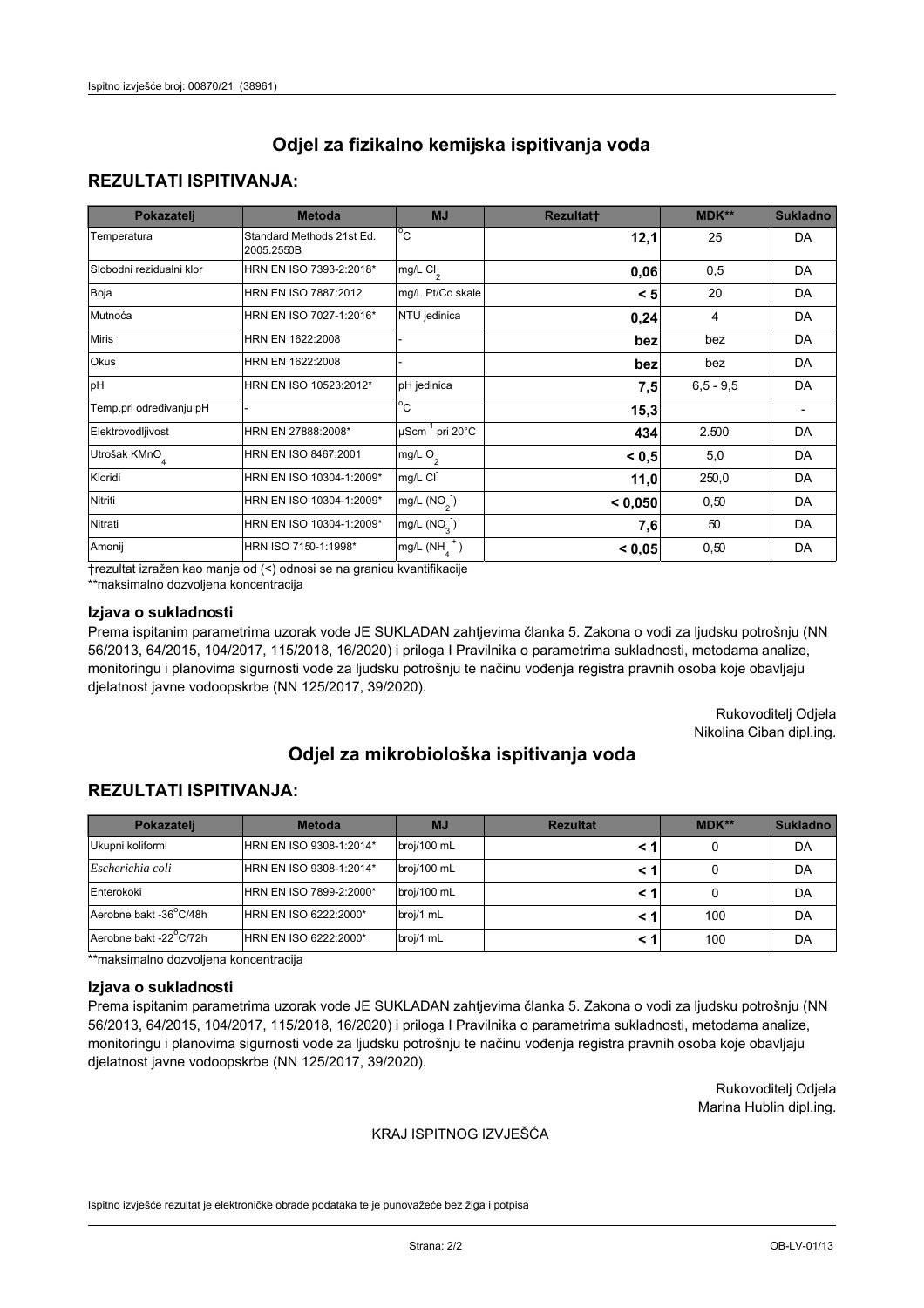## Odjel za fizikalno kemijska ispitivanja voda

### REZULTATI ISPITIVANJA:

| Pokazatelj | Metoda | MJ | Rezultat† | MDK** | Sukladno |
|---|---|---|---|---|---|
| Temperatura | Standard Methods 21st Ed. 2005.2550B | °C | **12,1** | 25 | DA |
| Slobodni rezidualni klor | HRN EN ISO 7393-2:2018* | mg/L $Cl_2$ | **0,06** | 0,5 | DA |
| Boja | HRN EN ISO 7887:2012 | mg/L Pt/Co skale | **< 5** | 20 | DA |
| Mutnoća | HRN EN ISO 7027-1:2016* | NTU jedinica | **0,24** | 4 | DA |
| Miris | HRN EN 1622:2008 | - | **bez** | bez | DA |
| Okus | HRN EN 1622:2008 | - | **bez** | bez | DA |
| pH | HRN EN ISO 10523:2012* | pH jedinica | **7,5** | 6,5 - 9,5 | DA |
| Temp.pri određivanju pH | - | °C | **15,3** | | - |
| Elektrovodljivost | HRN EN 27888:2008* | $\mu Scm^{-1}$ pri 20°C | **434** | 2.500 | DA |
| Utrošak $KMnO_4$ | HRN EN ISO 8467:2001 | mg/L $O_2$ | **< 0,5** | 5,0 | DA |
| Kloridi | HRN EN ISO 10304-1:2009* | mg/L $Cl^-$ | **11,0** | 250,0 | DA |
| Nitriti | HRN EN ISO 10304-1:2009* | mg/L ($NO_2^-$) | **< 0,050** | 0,50 | DA |
| Nitrati | HRN EN ISO 10304-1:2009* | mg/L ($NO_3^-$) | **7,6** | 50 | DA |
| Amonij | HRN ISO 7150-1:1998* | mg/L ($NH_4^+$) | **< 0,05** | 0,50 | DA |

†rezultat izražen kao manje od (<) odnosi se na granicu kvantifikacije
**maksimalno dozvoljena koncentracija

#### Izjava o sukladnosti

Prema ispitanim parametrima uzorak vode JE SUKLADAN zahtjevima članka 5. Zakona o vodi za ljudsku potrošnju (NN 56/2013, 64/2015, 104/2017, 115/2018, 16/2020) i priloga I Pravilnika o parametrima sukladnosti, metodama analize, monitoringu i planovima sigurnosti vode za ljudsku potrošnju te načinu vođenja registra pravnih osoba koje obavljaju djelatnost javne vodoopskrbe (NN 125/2017, 39/2020).

Rukovoditelj Odjela
Nikolina Ciban dipl.ing.

## Odjel za mikrobiološka ispitivanja voda

### REZULTATI ISPITIVANJA:

| Pokazatelj | Metoda | MJ | Rezultat | MDK** | Sukladno |
|---|---|---|---|---|---|
| Ukupni koliformi | HRN EN ISO 9308-1:2014* | broj/100 mL | **< 1** | 0 | DA |
| *Escherichia coli* | HRN EN ISO 9308-1:2014* | broj/100 mL | **< 1** | 0 | DA |
| Enterokoki | HRN EN ISO 7899-2:2000* | broj/100 mL | **< 1** | 0 | DA |
| Aerobne bakt -36°C/48h | HRN EN ISO 6222:2000* | broj/1 mL | **< 1** | 100 | DA |
| Aerobne bakt -22°C/72h | HRN EN ISO 6222:2000* | broj/1 mL | **< 1** | 100 | DA |

**maksimalno dozvoljena koncentracija

#### Izjava o sukladnosti

Prema ispitanim parametrima uzorak vode JE SUKLADAN zahtjevima članka 5. Zakona o vodi za ljudsku potrošnju (NN 56/2013, 64/2015, 104/2017, 115/2018, 16/2020) i priloga I Pravilnika o parametrima sukladnosti, metodama analize, monitoringu i planovima sigurnosti vode za ljudsku potrošnju te načinu vođenja registra pravnih osoba koje obavljaju djelatnost javne vodoopskrbe (NN 125/2017, 39/2020).

Rukovoditelj Odjela
Marina Hublin dipl.ing.

KRAJ ISPITNOG IZVJEŠĆA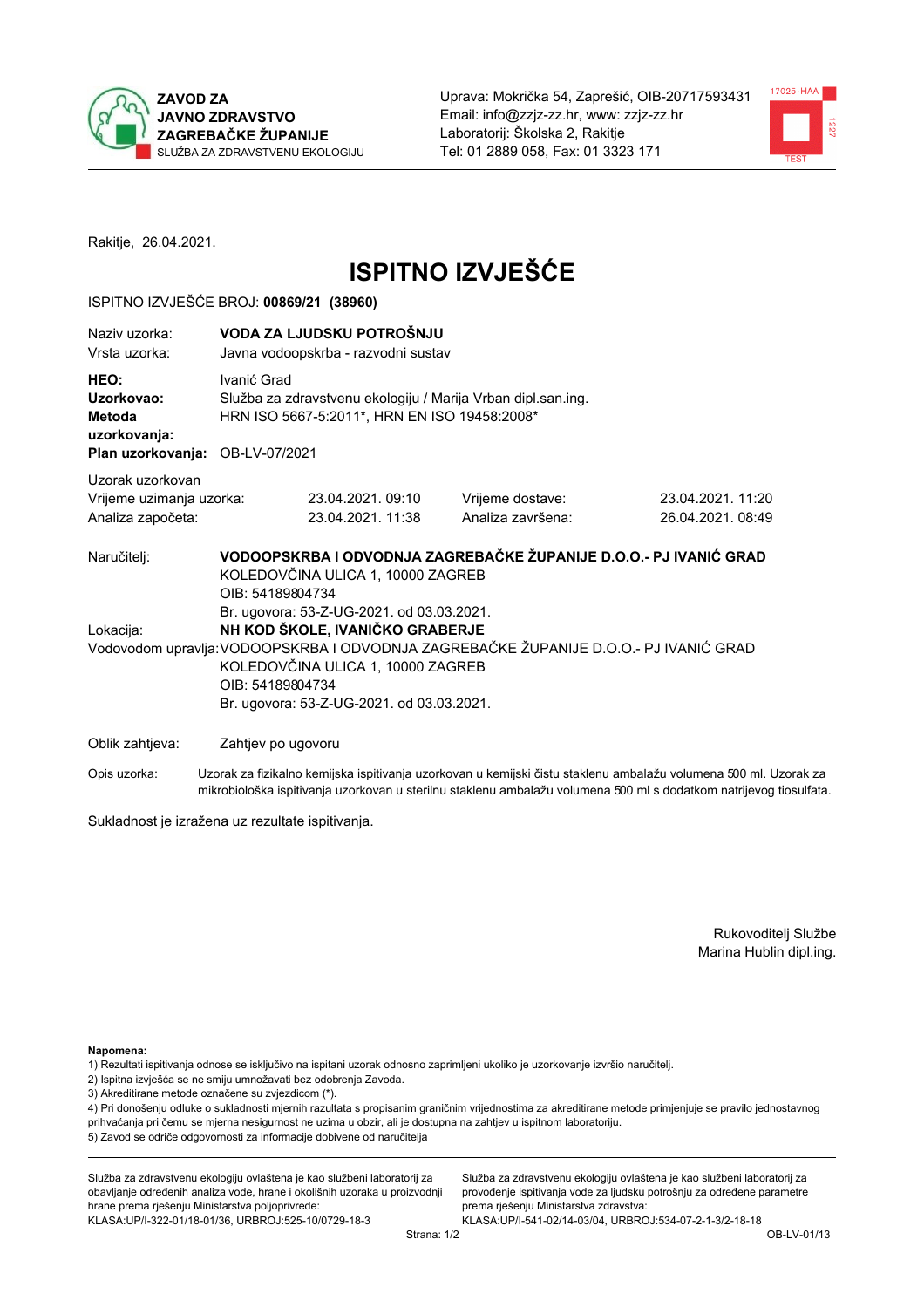ZAVOD ZA JAVNO ZDRAVSTVO ZAGREBAČKE ŽUPANIJE
SLUŽBA ZA ZDRAVSTVENU EKOLOGIJU

Uprava: Mokrička 54, Zaprešić, OIB-20717593431
Email: info@zzjz-zz.hr, www: zzjz-zz.hr
Laboratorij: Školska 2, Rakitje
Tel: 01 2889 058, Fax: 01 3323 171

Rakitje, 26.04.2021.

# ISPITNO IZVJEŠĆE

ISPITNO IZVJEŠĆE BROJ: **00869/21 (38960)**

| | |
|---|---|
| Naziv uzorka: | **VODA ZA LJUDSKU POTROŠNJU** |
| Vrsta uzorka: | Javna vodoopskrba - razvodni sustav |
| **HEO:** | Ivanić Grad |
| **Uzorkovao:** | Služba za zdravstvenu ekologiju / Marija Vrban dipl.san.ing. |
| **Metoda uzorkovanja:** | HRN ISO 5667-5:2011*, HRN EN ISO 19458:2008* |
| **Plan uzorkovanja:** | OB-LV-07/2021 |

Uzorak uzorkovan

| | | | |
|---|---|---|---|
| Vrijeme uzimanja uzorka: | 23.04.2021. 09:10 | Vrijeme dostave: | 23.04.2021. 11:20 |
| Analiza započeta: | 23.04.2021. 11:38 | Analiza završena: | 26.04.2021. 08:49 |

Naručitelj: **VODOOPSKRBA I ODVODNJA ZAGREBAČKE ŽUPANIJE D.O.O.- PJ IVANIĆ GRAD**
KOLEDOVČINA ULICA 1, 10000 ZAGREB
OIB: 54189804734
Br. ugovora: 53-Z-UG-2021. od 03.03.2021.

Lokacija: **NH KOD ŠKOLE, IVANIČKO GRABERJE**

Vodovodom upravlja: VODOOPSKRBA I ODVODNJA ZAGREBAČKE ŽUPANIJE D.O.O.- PJ IVANIĆ GRAD
KOLEDOVČINA ULICA 1, 10000 ZAGREB
OIB: 54189804734
Br. ugovora: 53-Z-UG-2021. od 03.03.2021.

Oblik zahtjeva: Zahtjev po ugovoru

Opis uzorka: Uzorak za fizikalno kemijska ispitivanja uzorkovan u kemijski čistu staklenu ambalažu volumena 500 ml. Uzorak za mikrobiološka ispitivanja uzorkovan u sterilnu staklenu ambalažu volumena 500 ml s dodatkom natrijevog tiosulfata.

Sukladnost je izražena uz rezultate ispitivanja.

Rukovoditelj Službe
Marina Hublin dipl.ing.

**Napomena:**
1) Rezultati ispitivanja odnose se isključivo na ispitani uzorak odnosno zaprimljeni ukoliko je uzorkovanje izvršio naručitelj.
2) Ispitna izvješća se ne smiju umnožavati bez odobrenja Zavoda.
3) Akreditirane metode označene su zvjezdicom (*).
4) Pri donošenju odluke o sukladnosti mjernih razultata s propisanim graničnim vrijednostima za akreditirane metode primjenjuje se pravilo jednostavnog prihvaćanja pri čemu se mjerna nesigurnost ne uzima u obzir, ali je dostupna na zahtjev u ispitnom laboratoriju.
5) Zavod se odriče odgovornosti za informacije dobivene od naručitelja

Služba za zdravstvenu ekologiju ovlaštena je kao službeni laboratorij za obavljanje određenih analiza vode, hrane i okolišnih uzoraka u proizvodnji hrane prema rješenju Ministarstva poljoprivrede: KLASA:UP/I-322-01/18-01/36, URBROJ:525-10/0729-18-3

Služba za zdravstvenu ekologiju ovlaštena je kao službeni laboratorij za provođenje ispitivanja vode za ljudsku potrošnju za određene parametre prema rješenju Ministarstva zdravstva: KLASA:UP/I-541-02/14-03/04, URBROJ:534-07-2-1-3/2-18-18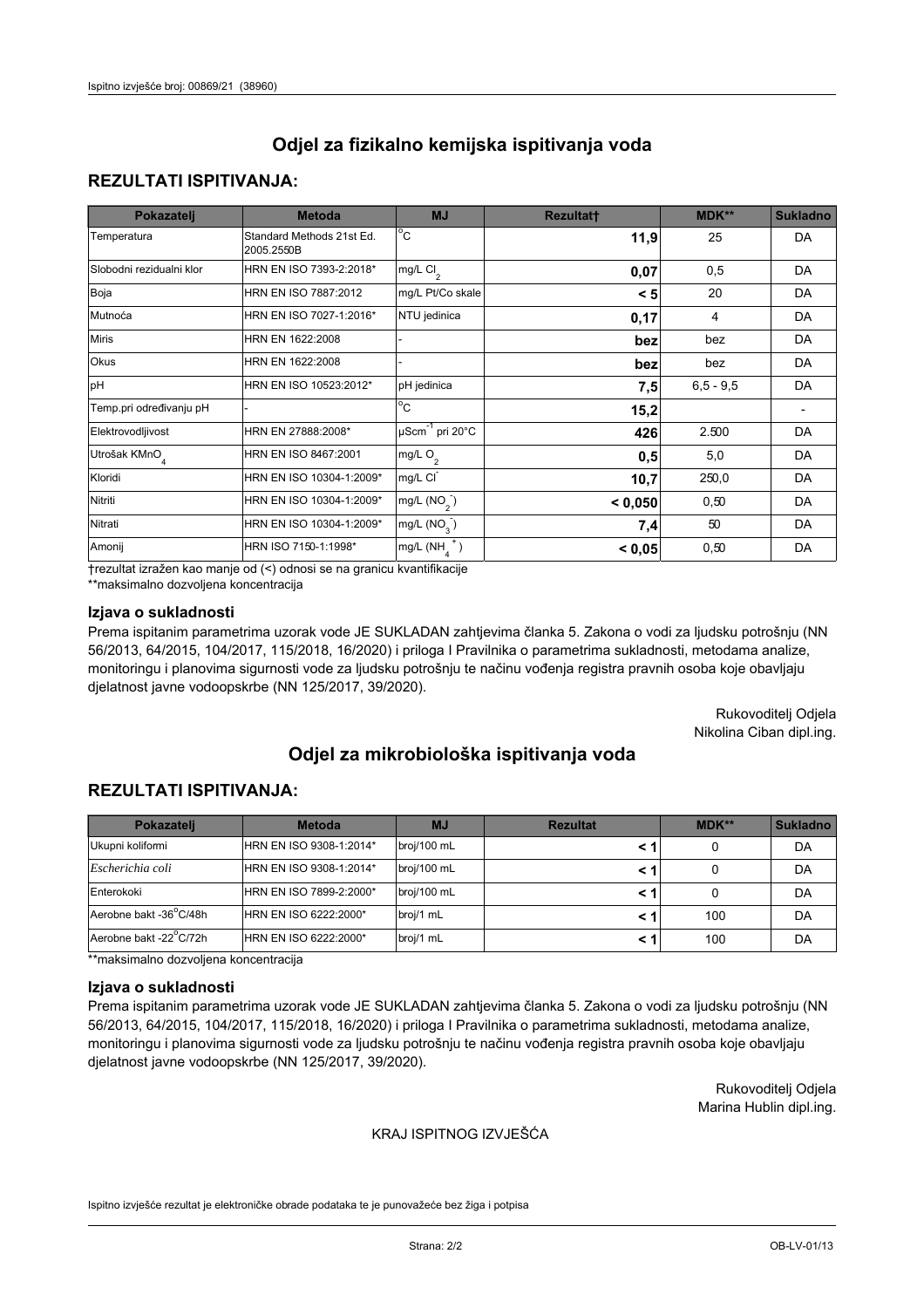# Odjel za fizikalno kemijska ispitivanja voda

## REZULTATI ISPITIVANJA:

| Pokazatelj | Metoda | MJ | Rezultat† | MDK** | Sukladno |
|---|---|---|---|---|---|
| Temperatura | Standard Methods 21st Ed. 2005.2550B | °C | **11,9** | 25 | DA |
| Slobodni rezidualni klor | HRN EN ISO 7393-2:2018* | mg/L $Cl_2$ | **0,07** | 0,5 | DA |
| Boja | HRN EN ISO 7887:2012 | mg/L Pt/Co skale | **< 5** | 20 | DA |
| Mutnoća | HRN EN ISO 7027-1:2016* | NTU jedinica | **0,17** | 4 | DA |
| Miris | HRN EN 1622:2008 | - | **bez** | bez | DA |
| Okus | HRN EN 1622:2008 | - | **bez** | bez | DA |
| pH | HRN EN ISO 10523:2012* | pH jedinica | **7,5** | 6,5 - 9,5 | DA |
| Temp.pri određivanju pH | - | °C | **15,2** | | - |
| Elektrovodljivost | HRN EN 27888:2008* | $\mu Scm^{-1}$ pri 20°C | **426** | 2.500 | DA |
| Utrošak $KMnO_4$ | HRN EN ISO 8467:2001 | mg/L $O_2$ | **0,5** | 5,0 | DA |
| Kloridi | HRN EN ISO 10304-1:2009* | mg/L $Cl^-$ | **10,7** | 250,0 | DA |
| Nitriti | HRN EN ISO 10304-1:2009* | mg/L ($NO_2^-$) | **< 0,050** | 0,50 | DA |
| Nitrati | HRN EN ISO 10304-1:2009* | mg/L ($NO_3^-$) | **7,4** | 50 | DA |
| Amonij | HRN ISO 7150-1:1998* | mg/L ($NH_4^+$) | **< 0,05** | 0,50 | DA |

†rezultat izražen kao manje od (<) odnosi se na granicu kvantifikacije
**maksimalno dozvoljena koncentracija

### Izjava o sukladnosti

Prema ispitanim parametrima uzorak vode JE SUKLADAN zahtjevima članka 5. Zakona o vodi za ljudsku potrošnju (NN 56/2013, 64/2015, 104/2017, 115/2018, 16/2020) i priloga I Pravilnika o parametrima sukladnosti, metodama analize, monitoringu i planovima sigurnosti vode za ljudsku potrošnju te načinu vođenja registra pravnih osoba koje obavljaju djelatnost javne vodoopskrbe (NN 125/2017, 39/2020).

Rukovoditelj Odjela
Nikolina Ciban dipl.ing.

# Odjel za mikrobiološka ispitivanja voda

## REZULTATI ISPITIVANJA:

| Pokazatelj | Metoda | MJ | Rezultat | MDK** | Sukladno |
|---|---|---|---|---|---|
| Ukupni koliformi | HRN EN ISO 9308-1:2014* | broj/100 mL | **< 1** | 0 | DA |
| *Escherichia coli* | HRN EN ISO 9308-1:2014* | broj/100 mL | **< 1** | 0 | DA |
| Enterokoki | HRN EN ISO 7899-2:2000* | broj/100 mL | **< 1** | 0 | DA |
| Aerobne bakt -36°C/48h | HRN EN ISO 6222:2000* | broj/1 mL | **< 1** | 100 | DA |
| Aerobne bakt -22°C/72h | HRN EN ISO 6222:2000* | broj/1 mL | **< 1** | 100 | DA |

**maksimalno dozvoljena koncentracija

### Izjava o sukladnosti

Prema ispitanim parametrima uzorak vode JE SUKLADAN zahtjevima članka 5. Zakona o vodi za ljudsku potrošnju (NN 56/2013, 64/2015, 104/2017, 115/2018, 16/2020) i priloga I Pravilnika o parametrima sukladnosti, metodama analize, monitoringu i planovima sigurnosti vode za ljudsku potrošnju te načinu vođenja registra pravnih osoba koje obavljaju djelatnost javne vodoopskrbe (NN 125/2017, 39/2020).

Rukovoditelj Odjela
Marina Hublin dipl.ing.

KRAJ ISPITNOG IZVJEŠĆA

Ispitno izvješće rezultat je elektroničke obrade podataka te je punovažeće bez žiga i potpisa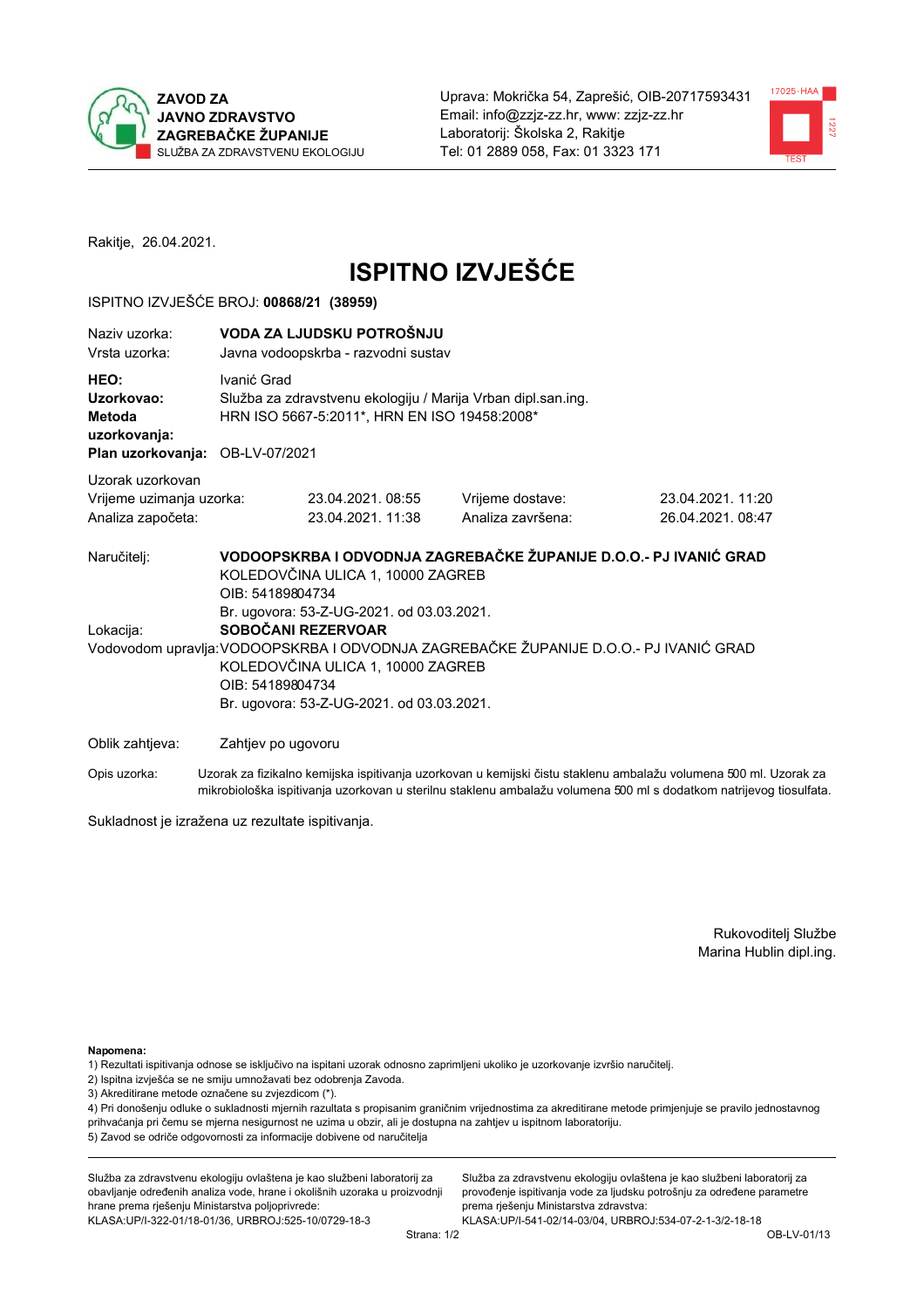**ZAVOD ZA JAVNO ZDRAVSTVO ZAGREBAČKE ŽUPANIJE**
SLUŽBA ZA ZDRAVSTVENU EKOLOGIJU

Uprava: Mokrička 54, Zaprešić, OIB-20717593431
Email: info@zzjz-zz.hr, www: zzjz-zz.hr
Laboratorij: Školska 2, Rakitje
Tel: 01 2889 058, Fax: 01 3323 171

Rakitje, 26.04.2021.

# ISPITNO IZVJEŠĆE

ISPITNO IZVJEŠĆE BROJ: **00868/21 (38959)**

| | |
|---|---|
| Naziv uzorka: | **VODA ZA LJUDSKU POTROŠNJU** |
| Vrsta uzorka: | Javna vodoopskrba - razvodni sustav |
| **HEO:** | Ivanić Grad |
| **Uzorkovao:** | Služba za zdravstvenu ekologiju / Marija Vrban dipl.san.ing. |
| **Metoda uzorkovanja:** | HRN ISO 5667-5:2011*, HRN EN ISO 19458:2008* |
| **Plan uzorkovanja:** | OB-LV-07/2021 |

Uzorak uzorkovan

| | | | |
|---|---|---|---|
| Vrijeme uzimanja uzorka: | 23.04.2021. 08:55 | Vrijeme dostave: | 23.04.2021. 11:20 |
| Analiza započeta: | 23.04.2021. 11:38 | Analiza završena: | 26.04.2021. 08:47 |

Naručitelj: **VODOOPSKRBA I ODVODNJA ZAGREBAČKE ŽUPANIJE D.O.O.- PJ IVANIĆ GRAD**
KOLEDOVČINA ULICA 1, 10000 ZAGREB
OIB: 54189804734
Br. ugovora: 53-Z-UG-2021. od 03.03.2021.

Lokacija: **SOBOČANI REZERVOAR**

Vodovodom upravlja: VODOOPSKRBA I ODVODNJA ZAGREBAČKE ŽUPANIJE D.O.O.- PJ IVANIĆ GRAD
KOLEDOVČINA ULICA 1, 10000 ZAGREB
OIB: 54189804734
Br. ugovora: 53-Z-UG-2021. od 03.03.2021.

Oblik zahtjeva: Zahtjev po ugovoru

Opis uzorka: Uzorak za fizikalno kemijska ispitivanja uzorkovan u kemijski čistu staklenu ambalažu volumena 500 ml. Uzorak za mikrobiološka ispitivanja uzorkovan u sterilnu staklenu ambalažu volumena 500 ml s dodatkom natrijevog tiosulfata.

Sukladnost je izražena uz rezultate ispitivanja.

Rukovoditelj Službe
Marina Hublin dipl.ing.

**Napomena:**
1) Rezultati ispitivanja odnose se isključivo na ispitani uzorak odnosno zaprimljeni ukoliko je uzorkovanje izvršio naručitelj.
2) Ispitna izvješća se ne smiju umnožavati bez odobrenja Zavoda.
3) Akreditirane metode označene su zvjezdicom (*).
4) Pri donošenju odluke o sukladnosti mjernih razultata s propisanim graničnim vrijednostima za akreditirane metode primjenjuje se pravilo jednostavnog prihvaćanja pri čemu se mjerna nesigurnost ne uzima u obzir, ali je dostupna na zahtjev u ispitnom laboratoriju.
5) Zavod se odriče odgovornosti za informacije dobivene od naručitelja

Služba za zdravstvenu ekologiju ovlaštena je kao službeni laboratorij za obavljanje određenih analiza vode, hrane i okolišnih uzoraka u proizvodnji hrane prema rješenju Ministarstva poljoprivrede: KLASA:UP/I-322-01/18-01/36, URBROJ:525-10/0729-18-3

Služba za zdravstvenu ekologiju ovlaštena je kao službeni laboratorij za provođenje ispitivanja vode za ljudsku potrošnju za određene parametre prema rješenju Ministarstva zdravstva: KLASA:UP/I-541-02/14-03/04, URBROJ:534-07-2-1-3/2-18-18

OB-LV-01/13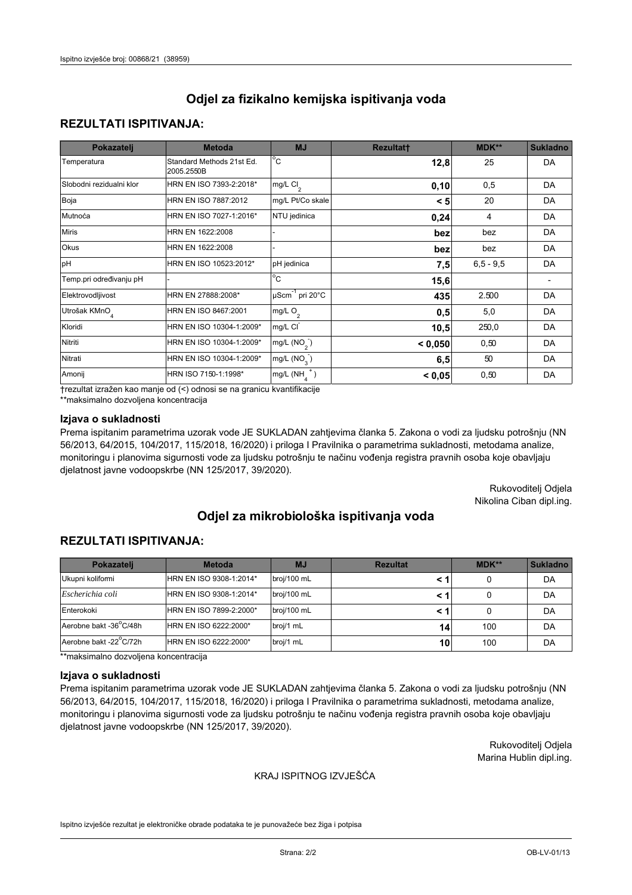# Odjel za fizikalno kemijska ispitivanja voda

## REZULTATI ISPITIVANJA:

| Pokazatelj | Metoda | MJ | Rezultat† | MDK** | Sukladno |
|---|---|---|---|---|---|
| Temperatura | Standard Methods 21st Ed. 2005.2550B | °C | **12,8** | 25 | DA |
| Slobodni rezidualni klor | HRN EN ISO 7393-2:2018* | mg/L $Cl_2$ | **0,10** | 0,5 | DA |
| Boja | HRN EN ISO 7887:2012 | mg/L Pt/Co skale | **< 5** | 20 | DA |
| Mutnoća | HRN EN ISO 7027-1:2016* | NTU jedinica | **0,24** | 4 | DA |
| Miris | HRN EN 1622:2008 | - | **bez** | bez | DA |
| Okus | HRN EN 1622:2008 | - | **bez** | bez | DA |
| pH | HRN EN ISO 10523:2012* | pH jedinica | **7,5** | 6,5 - 9,5 | DA |
| Temp.pri određivanju pH | - | °C | **15,6** | | - |
| Elektrovodljivost | HRN EN 27888:2008* | $\mu Scm^{-1}$ pri 20°C | **435** | 2.500 | DA |
| Utrošak $KMnO_4$ | HRN EN ISO 8467:2001 | mg/L $O_2$ | **0,5** | 5,0 | DA |
| Kloridi | HRN EN ISO 10304-1:2009* | mg/L $Cl^-$ | **10,5** | 250,0 | DA |
| Nitriti | HRN EN ISO 10304-1:2009* | mg/L $(NO_2^-)$ | **< 0,050** | 0,50 | DA |
| Nitrati | HRN EN ISO 10304-1:2009* | mg/L $(NO_3^-)$ | **6,5** | 50 | DA |
| Amonij | HRN ISO 7150-1:1998* | mg/L $(NH_4^+)$ | **< 0,05** | 0,50 | DA |

†rezultat izražen kao manje od (<) odnosi se na granicu kvantifikacije
**maksimalno dozvoljena koncentracija

### Izjava o sukladnosti

Prema ispitanim parametrima uzorak vode JE SUKLADAN zahtjevima članka 5. Zakona o vodi za ljudsku potrošnju (NN 56/2013, 64/2015, 104/2017, 115/2018, 16/2020) i priloga I Pravilnika o parametrima sukladnosti, metodama analize, monitoringu i planovima sigurnosti vode za ljudsku potrošnju te načinu vođenja registra pravnih osoba koje obavljaju djelatnost javne vodoopskrbe (NN 125/2017, 39/2020).

Rukovoditelj Odjela
Nikolina Ciban dipl.ing.

# Odjel za mikrobiološka ispitivanja voda

## REZULTATI ISPITIVANJA:

| Pokazatelj | Metoda | MJ | Rezultat | MDK** | Sukladno |
|---|---|---|---|---|---|
| Ukupni koliformi | HRN EN ISO 9308-1:2014* | broj/100 mL | **< 1** | 0 | DA |
| *Escherichia coli* | HRN EN ISO 9308-1:2014* | broj/100 mL | **< 1** | 0 | DA |
| Enterokoki | HRN EN ISO 7899-2:2000* | broj/100 mL | **< 1** | 0 | DA |
| Aerobne bakt -36°C/48h | HRN EN ISO 6222:2000* | broj/1 mL | **14** | 100 | DA |
| Aerobne bakt -22°C/72h | HRN EN ISO 6222:2000* | broj/1 mL | **10** | 100 | DA |

**maksimalno dozvoljena koncentracija

### Izjava o sukladnosti

Prema ispitanim parametrima uzorak vode JE SUKLADAN zahtjevima članka 5. Zakona o vodi za ljudsku potrošnju (NN 56/2013, 64/2015, 104/2017, 115/2018, 16/2020) i priloga I Pravilnika o parametrima sukladnosti, metodama analize, monitoringu i planovima sigurnosti vode za ljudsku potrošnju te načinu vođenja registra pravnih osoba koje obavljaju djelatnost javne vodoopskrbe (NN 125/2017, 39/2020).

Rukovoditelj Odjela
Marina Hublin dipl.ing.

KRAJ ISPITNOG IZVJEŠĆA

Ispitno izvješće rezultat je elektroničke obrade podataka te je punovažeće bez žiga i potpisa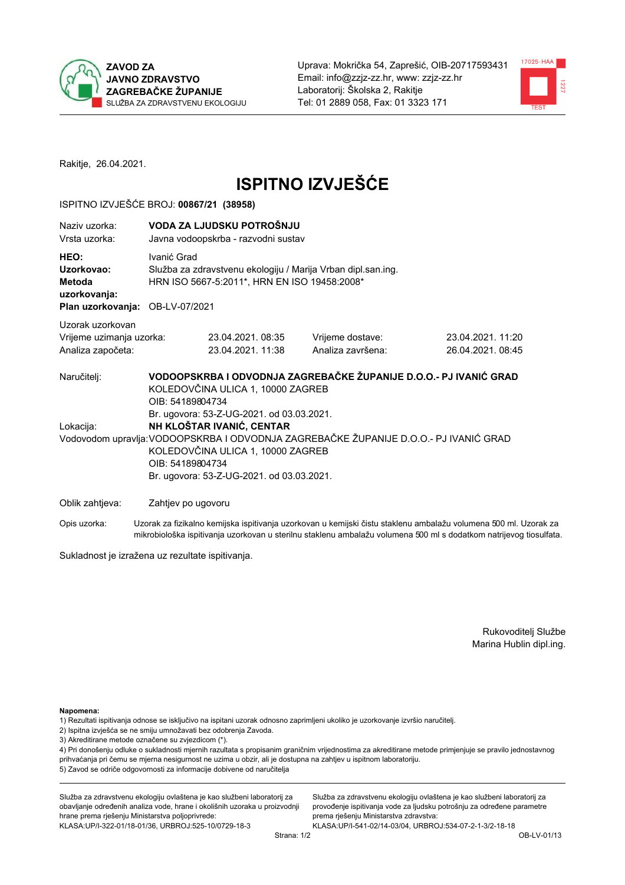**ZAVOD ZA JAVNO ZDRAVSTVO ZAGREBAČKE ŽUPANIJE**
SLUŽBA ZA ZDRAVSTVENU EKOLOGIJU

Uprava: Mokrička 54, Zaprešić, OIB-20717593431
Email: info@zzjz-zz.hr, www: zzjz-zz.hr
Laboratorij: Školska 2, Rakitje
Tel: 01 2889 058, Fax: 01 3323 171

Rakitje, 26.04.2021.

# ISPITNO IZVJEŠĆE

ISPITNO IZVJEŠĆE BROJ: **00867/21 (38958)**

| | |
|---|---|
| Naziv uzorka: | **VODA ZA LJUDSKU POTROŠNJU** |
| Vrsta uzorka: | Javna vodoopskrba - razvodni sustav |
| **HEO:** | Ivanić Grad |
| **Uzorkovao:** | Služba za zdravstvenu ekologiju / Marija Vrban dipl.san.ing. |
| **Metoda uzorkovanja:** | HRN ISO 5667-5:2011*, HRN EN ISO 19458:2008* |
| **Plan uzorkovanja:** | OB-LV-07/2021 |

Uzorak uzorkovan

| | | | |
|---|---|---|---|
| Vrijeme uzimanja uzorka: | 23.04.2021. 08:35 | Vrijeme dostave: | 23.04.2021. 11:20 |
| Analiza započeta: | 23.04.2021. 11:38 | Analiza završena: | 26.04.2021. 08:45 |

Naručitelj: **VODOOPSKRBA I ODVODNJA ZAGREBAČKE ŽUPANIJE D.O.O.- PJ IVANIĆ GRAD**
KOLEDOVČINA ULICA 1, 10000 ZAGREB
OIB: 54189804734
Br. ugovora: 53-Z-UG-2021. od 03.03.2021.

Lokacija: **NH KLOŠTAR IVANIĆ, CENTAR**

Vodovodom upravlja: VODOOPSKRBA I ODVODNJA ZAGREBAČKE ŽUPANIJE D.O.O.- PJ IVANIĆ GRAD
KOLEDOVČINA ULICA 1, 10000 ZAGREB
OIB: 54189804734
Br. ugovora: 53-Z-UG-2021. od 03.03.2021.

Oblik zahtjeva: Zahtjev po ugovoru

Opis uzorka: Uzorak za fizikalno kemijska ispitivanja uzorkovan u kemijski čistu staklenu ambalažu volumena 500 ml. Uzorak za mikrobiološka ispitivanja uzorkovan u sterilnu staklenu ambalažu volumena 500 ml s dodatkom natrijevog tiosulfata.

Sukladnost je izražena uz rezultate ispitivanja.

Rukovoditelj Službe
Marina Hublin dipl.ing.

**Napomena:**
1) Rezultati ispitivanja odnose se isključivo na ispitani uzorak odnosno zaprimljeni ukoliko je uzorkovanje izvršio naručitelj.
2) Ispitna izvješća se ne smiju umnožavati bez odobrenja Zavoda.
3) Akreditirane metode označene su zvjezdicom (*).
4) Pri donošenju odluke o sukladnosti mjernih razultata s propisanim graničnim vrijednostima za akreditirane metode primjenjuje se pravilo jednostavnog prihvaćanja pri čemu se mjerna nesigurnost ne uzima u obzir, ali je dostupna na zahtjev u ispitnom laboratoriju.
5) Zavod se odriče odgovornosti za informacije dobivene od naručitelja

Služba za zdravstvenu ekologiju ovlaštena je kao službeni laboratorij za obavljanje određenih analiza vode, hrane i okolišnih uzoraka u proizvodnji hrane prema rješenju Ministarstva poljoprivrede:
KLASA:UP/I-322-01/18-01/36, URBROJ:525-10/0729-18-3

Služba za zdravstvenu ekologiju ovlaštena je kao službeni laboratorij za provođenje ispitivanja vode za ljudsku potrošnju za određene parametre prema rješenju Ministarstva zdravstva:
KLASA:UP/I-541-02/14-03/04, URBROJ:534-07-2-1-3/2-18-18

OB-LV-01/13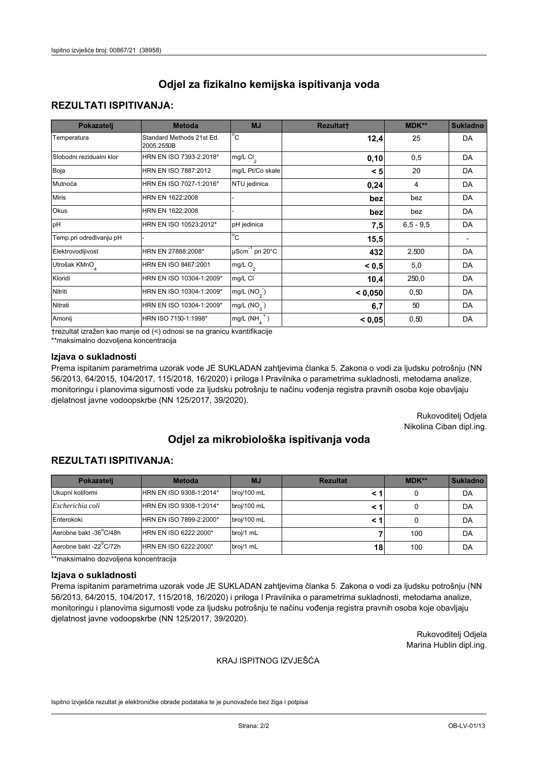# Odjel za fizikalno kemijska ispitivanja voda

## REZULTATI ISPITIVANJA:

| Pokazatelj | Metoda | MJ | Rezultat† | MDK** | Sukladno |
|---|---|---|---|---|---|
| Temperatura | Standard Methods 21st Ed. 2005.2550B | °C | **12,4** | 25 | DA |
| Slobodni rezidualni klor | HRN EN ISO 7393-2:2018* | mg/L $Cl_2$ | **0,10** | 0,5 | DA |
| Boja | HRN EN ISO 7887:2012 | mg/L Pt/Co skale | **< 5** | 20 | DA |
| Mutnoća | HRN EN ISO 7027-1:2016* | NTU jedinica | **0,24** | 4 | DA |
| Miris | HRN EN 1622:2008 | - | **bez** | bez | DA |
| Okus | HRN EN 1622:2008 | - | **bez** | bez | DA |
| pH | HRN EN ISO 10523:2012* | pH jedinica | **7,5** | 6,5 - 9,5 | DA |
| Temp.pri određivanju pH | - | °C | **15,5** | | - |
| Elektrovodljivost | HRN EN 27888:2008* | $\mu Scm^{-1}$ pri 20°C | **432** | 2.500 | DA |
| Utrošak $KMnO_4$ | HRN EN ISO 8467:2001 | mg/L $O_2$ | **< 0,5** | 5,0 | DA |
| Kloridi | HRN EN ISO 10304-1:2009* | mg/L $Cl^-$ | **10,4** | 250,0 | DA |
| Nitriti | HRN EN ISO 10304-1:2009* | mg/L ($NO_2^-$) | **< 0,050** | 0,50 | DA |
| Nitrati | HRN EN ISO 10304-1:2009* | mg/L ($NO_3^-$) | **6,7** | 50 | DA |
| Amonij | HRN ISO 7150-1:1998* | mg/L ($NH_4^+$) | **< 0,05** | 0,50 | DA |

†rezultat izražen kao manje od (<) odnosi se na granicu kvantifikacije
**maksimalno dozvoljena koncentracija

### Izjava o sukladnosti

Prema ispitanim parametrima uzorak vode JE SUKLADAN zahtjevima članka 5. Zakona o vodi za ljudsku potrošnju (NN 56/2013, 64/2015, 104/2017, 115/2018, 16/2020) i priloga I Pravilnika o parametrima sukladnosti, metodama analize, monitoringu i planovima sigurnosti vode za ljudsku potrošnju te načinu vođenja registra pravnih osoba koje obavljaju djelatnost javne vodoopskrbe (NN 125/2017, 39/2020).

Rukovoditelj Odjela
Nikolina Ciban dipl.ing.

# Odjel za mikrobiološka ispitivanja voda

## REZULTATI ISPITIVANJA:

| Pokazatelj | Metoda | MJ | Rezultat | MDK** | Sukladno |
|---|---|---|---|---|---|
| Ukupni koliformi | HRN EN ISO 9308-1:2014* | broj/100 mL | **< 1** | 0 | DA |
| *Escherichia coli* | HRN EN ISO 9308-1:2014* | broj/100 mL | **< 1** | 0 | DA |
| Enterokoki | HRN EN ISO 7899-2:2000* | broj/100 mL | **< 1** | 0 | DA |
| Aerobne bakt -36°C/48h | HRN EN ISO 6222:2000* | broj/1 mL | **7** | 100 | DA |
| Aerobne bakt -22°C/72h | HRN EN ISO 6222:2000* | broj/1 mL | **18** | 100 | DA |

**maksimalno dozvoljena koncentracija

### Izjava o sukladnosti

Prema ispitanim parametrima uzorak vode JE SUKLADAN zahtjevima članka 5. Zakona o vodi za ljudsku potrošnju (NN 56/2013, 64/2015, 104/2017, 115/2018, 16/2020) i priloga I Pravilnika o parametrima sukladnosti, metodama analize, monitoringu i planovima sigurnosti vode za ljudsku potrošnju te načinu vođenja registra pravnih osoba koje obavljaju djelatnost javne vodoopskrbe (NN 125/2017, 39/2020).

Rukovoditelj Odjela
Marina Hublin dipl.ing.

KRAJ ISPITNOG IZVJEŠĆA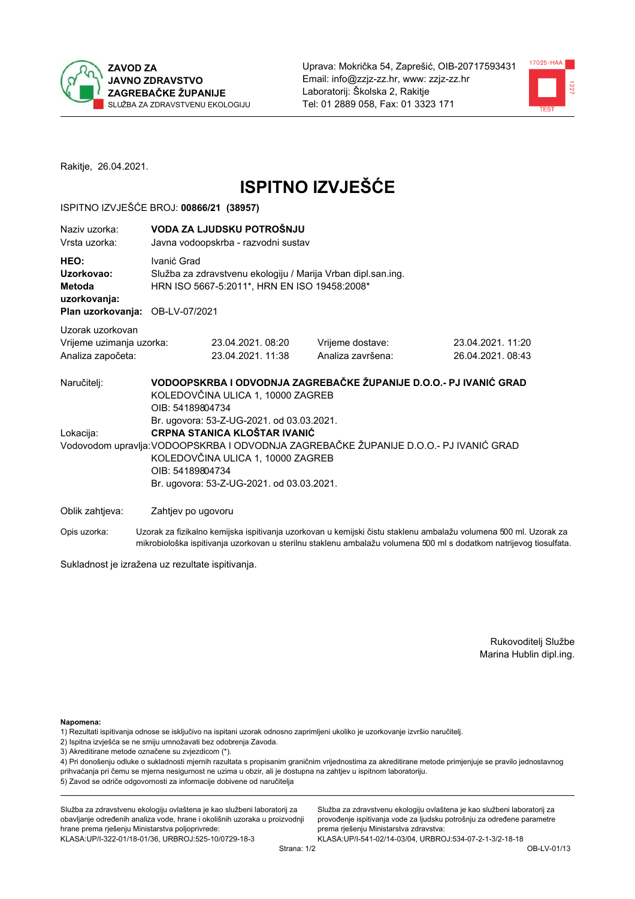**ZAVOD ZA JAVNO ZDRAVSTVO ZAGREBAČKE ŽUPANIJE**
SLUŽBA ZA ZDRAVSTVENU EKOLOGIJU

Uprava: Mokrička 54, Zaprešić, OIB-20717593431
Email: info@zzjz-zz.hr, www: zzjz-zz.hr
Laboratorij: Školska 2, Rakitje
Tel: 01 2889 058, Fax: 01 3323 171

Rakitje, 26.04.2021.

# ISPITNO IZVJEŠĆE

ISPITNO IZVJEŠĆE BROJ: **00866/21 (38957)**

| | |
|---|---|
| Naziv uzorka: | **VODA ZA LJUDSKU POTROŠNJU** |
| Vrsta uzorka: | Javna vodoopskrba - razvodni sustav |
| **HEO:** | Ivanić Grad |
| **Uzorkovao:** | Služba za zdravstvenu ekologiju / Marija Vrban dipl.san.ing. |
| **Metoda uzorkovanja:** | HRN ISO 5667-5:2011*, HRN EN ISO 19458:2008* |
| **Plan uzorkovanja:** | OB-LV-07/2021 |

Uzorak uzorkovan

| | | | |
|---|---|---|---|
| Vrijeme uzimanja uzorka: | 23.04.2021. 08:20 | Vrijeme dostave: | 23.04.2021. 11:20 |
| Analiza započeta: | 23.04.2021. 11:38 | Analiza završena: | 26.04.2021. 08:43 |

Naručitelj: **VODOOPSKRBA I ODVODNJA ZAGREBAČKE ŽUPANIJE D.O.O.- PJ IVANIĆ GRAD**
KOLEDOVČINA ULICA 1, 10000 ZAGREB
OIB: 54189804734
Br. ugovora: 53-Z-UG-2021. od 03.03.2021.

Lokacija: **CRPNA STANICA KLOŠTAR IVANIĆ**

Vodovodom upravlja: VODOOPSKRBA I ODVODNJA ZAGREBAČKE ŽUPANIJE D.O.O.- PJ IVANIĆ GRAD
KOLEDOVČINA ULICA 1, 10000 ZAGREB
OIB: 54189804734
Br. ugovora: 53-Z-UG-2021. od 03.03.2021.

Oblik zahtjeva: Zahtjev po ugovoru

Opis uzorka: Uzorak za fizikalno kemijska ispitivanja uzorkovan u kemijski čistu staklenu ambalažu volumena 500 ml. Uzorak za mikrobiološka ispitivanja uzorkovan u sterilnu staklenu ambalažu volumena 500 ml s dodatkom natrijevog tiosulfata.

Sukladnost je izražena uz rezultate ispitivanja.

Rukovoditelj Službe
Marina Hublin dipl.ing.

**Napomena:**
1) Rezultati ispitivanja odnose se isključivo na ispitani uzorak odnosno zaprimljeni ukoliko je uzorkovanje izvršio naručitelj.
2) Ispitna izvješća se ne smiju umnožavati bez odobrenja Zavoda.
3) Akreditirane metode označene su zvjezdicom (*).
4) Pri donošenju odluke o sukladnosti mjernih razultata s propisanim graničnim vrijednostima za akreditirane metode primjenjuje se pravilo jednostavnog prihvaćanja pri čemu se mjerna nesigurnost ne uzima u obzir, ali je dostupna na zahtjev u ispitnom laboratoriju.
5) Zavod se odriče odgovornosti za informacije dobivene od naručitelja

Služba za zdravstvenu ekologiju ovlaštena je kao službeni laboratorij za obavljanje određenih analiza vode, hrane i okolišnih uzoraka u proizvodnji hrane prema rješenju Ministarstva poljoprivrede: KLASA:UP/I-322-01/18-01/36, URBROJ:525-10/0729-18-3

Služba za zdravstvenu ekologiju ovlaštena je kao službeni laboratorij za provođenje ispitivanja vode za ljudsku potrošnju za određene parametre prema rješenju Ministarstva zdravstva: KLASA:UP/I-541-02/14-03/04, URBROJ:534-07-2-1-3/2-18-18

OB-LV-01/13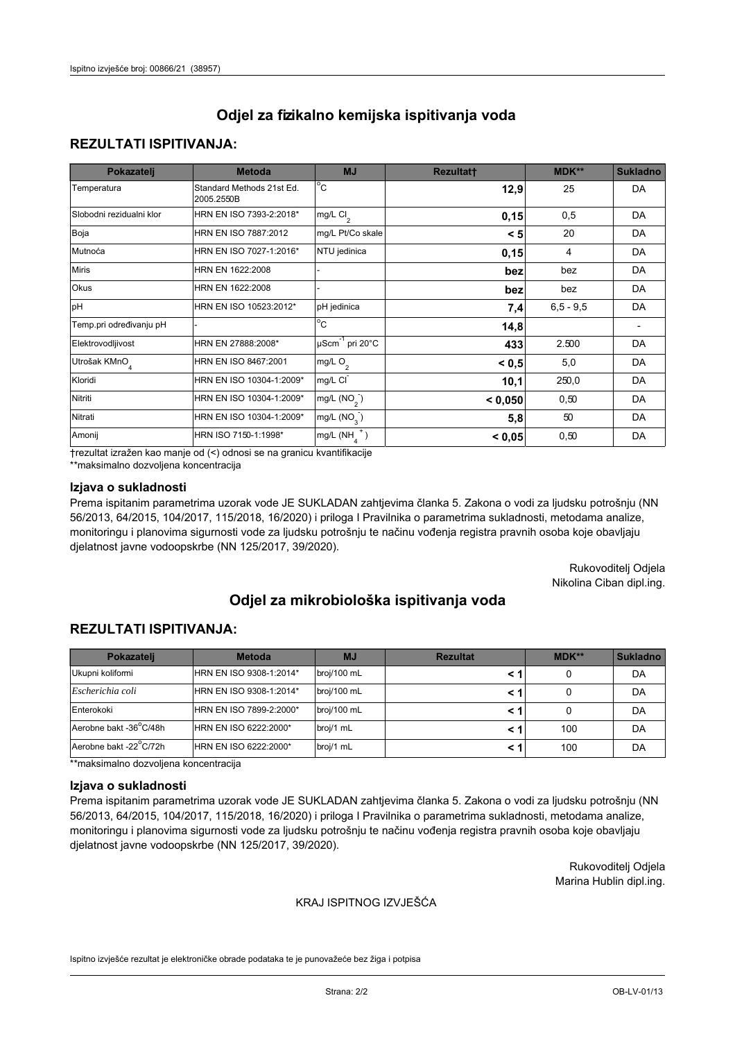# Odjel za fizikalno kemijska ispitivanja voda

## REZULTATI ISPITIVANJA:

| Pokazatelj | Metoda | MJ | Rezultat† | MDK** | Sukladno |
|---|---|---|---|---|---|
| Temperatura | Standard Methods 21st Ed. 2005.2550B | °C | **12,9** | 25 | DA |
| Slobodni rezidualni klor | HRN EN ISO 7393-2:2018* | mg/L $Cl_2$ | **0,15** | 0,5 | DA |
| Boja | HRN EN ISO 7887:2012 | mg/L Pt/Co skale | **< 5** | 20 | DA |
| Mutnoća | HRN EN ISO 7027-1:2016* | NTU jedinica | **0,15** | 4 | DA |
| Miris | HRN EN 1622:2008 | - | **bez** | bez | DA |
| Okus | HRN EN 1622:2008 | - | **bez** | bez | DA |
| pH | HRN EN ISO 10523:2012* | pH jedinica | **7,4** | 6,5 - 9,5 | DA |
| Temp.pri određivanju pH | - | °C | **14,8** | | - |
| Elektrovodljivost | HRN EN 27888:2008* | $\mu Scm^{-1}$ pri 20°C | **433** | 2.500 | DA |
| Utrošak $KMnO_4$ | HRN EN ISO 8467:2001 | mg/L $O_2$ | **< 0,5** | 5,0 | DA |
| Kloridi | HRN EN ISO 10304-1:2009* | mg/L $Cl^-$ | **10,1** | 250,0 | DA |
| Nitriti | HRN EN ISO 10304-1:2009* | mg/L ($NO_2^-$) | **< 0,050** | 0,50 | DA |
| Nitrati | HRN EN ISO 10304-1:2009* | mg/L ($NO_3^-$) | **5,8** | 50 | DA |
| Amonij | HRN ISO 7150-1:1998* | mg/L ($NH_4^+$) | **< 0,05** | 0,50 | DA |

†rezultat izražen kao manje od (<) odnosi se na granicu kvantifikacije
**maksimalno dozvoljena koncentracija

### Izjava o sukladnosti

Prema ispitanim parametrima uzorak vode JE SUKLADAN zahtjevima članka 5. Zakona o vodi za ljudsku potrošnju (NN 56/2013, 64/2015, 104/2017, 115/2018, 16/2020) i priloga I Pravilnika o parametrima sukladnosti, metodama analize, monitoringu i planovima sigurnosti vode za ljudsku potrošnju te načinu vođenja registra pravnih osoba koje obavljaju djelatnost javne vodoopskrbe (NN 125/2017, 39/2020).

Rukovoditelj Odjela
Nikolina Ciban dipl.ing.

# Odjel za mikrobiološka ispitivanja voda

## REZULTATI ISPITIVANJA:

| Pokazatelj | Metoda | MJ | Rezultat | MDK** | Sukladno |
|---|---|---|---|---|---|
| Ukupni koliformi | HRN EN ISO 9308-1:2014* | broj/100 mL | **< 1** | 0 | DA |
| *Escherichia coli* | HRN EN ISO 9308-1:2014* | broj/100 mL | **< 1** | 0 | DA |
| Enterokoki | HRN EN ISO 7899-2:2000* | broj/100 mL | **< 1** | 0 | DA |
| Aerobne bakt -36°C/48h | HRN EN ISO 6222:2000* | broj/1 mL | **< 1** | 100 | DA |
| Aerobne bakt -22°C/72h | HRN EN ISO 6222:2000* | broj/1 mL | **< 1** | 100 | DA |

**maksimalno dozvoljena koncentracija

### Izjava o sukladnosti

Prema ispitanim parametrima uzorak vode JE SUKLADAN zahtjevima članka 5. Zakona o vodi za ljudsku potrošnju (NN 56/2013, 64/2015, 104/2017, 115/2018, 16/2020) i priloga I Pravilnika o parametrima sukladnosti, metodama analize, monitoringu i planovima sigurnosti vode za ljudsku potrošnju te načinu vođenja registra pravnih osoba koje obavljaju djelatnost javne vodoopskrbe (NN 125/2017, 39/2020).

Rukovoditelj Odjela
Marina Hublin dipl.ing.

KRAJ ISPITNOG IZVJEŠĆA

Ispitno izvješće rezultat je elektroničke obrade podataka te je punovažeće bez žiga i potpisa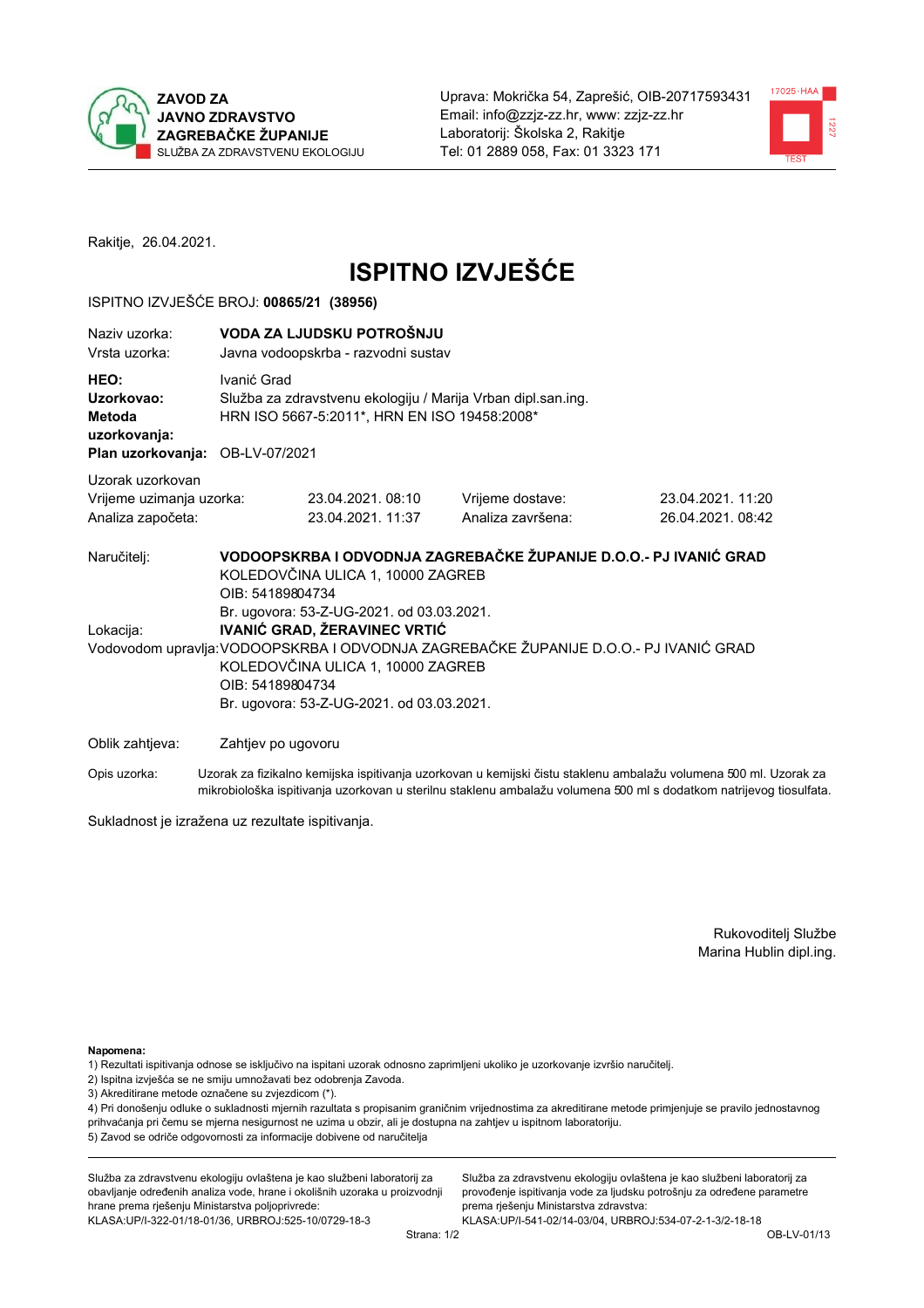**ZAVOD ZA JAVNO ZDRAVSTVO ZAGREBAČKE ŽUPANIJE**
SLUŽBA ZA ZDRAVSTVENU EKOLOGIJU

Uprava: Mokrička 54, Zaprešić, OIB-20717593431
Email: info@zzjz-zz.hr, www: zzjz-zz.hr
Laboratorij: Školska 2, Rakitje
Tel: 01 2889 058, Fax: 01 3323 171

Rakitje, 26.04.2021.

# ISPITNO IZVJEŠĆE

ISPITNO IZVJEŠĆE BROJ: **00865/21 (38956)**

| | |
|---|---|
| Naziv uzorka: | **VODA ZA LJUDSKU POTROŠNJU** |
| Vrsta uzorka: | Javna vodoopskrba - razvodni sustav |
| **HEO:** | Ivanić Grad |
| **Uzorkovao:** | Služba za zdravstvenu ekologiju / Marija Vrban dipl.san.ing. |
| **Metoda uzorkovanja:** | HRN ISO 5667-5:2011*, HRN EN ISO 19458:2008* |
| **Plan uzorkovanja:** | OB-LV-07/2021 |

Uzorak uzorkovan

| | | | |
|---|---|---|---|
| Vrijeme uzimanja uzorka: | 23.04.2021. 08:10 | Vrijeme dostave: | 23.04.2021. 11:20 |
| Analiza započeta: | 23.04.2021. 11:37 | Analiza završena: | 26.04.2021. 08:42 |

Naručitelj: **VODOOPSKRBA I ODVODNJA ZAGREBAČKE ŽUPANIJE D.O.O.- PJ IVANIĆ GRAD**
KOLEDOVČINA ULICA 1, 10000 ZAGREB
OIB: 54189804734
Br. ugovora: 53-Z-UG-2021. od 03.03.2021.

Lokacija: **IVANIĆ GRAD, ŽERAVINEC VRTIĆ**

Vodovodom upravlja: VODOOPSKRBA I ODVODNJA ZAGREBAČKE ŽUPANIJE D.O.O.- PJ IVANIĆ GRAD
KOLEDOVČINA ULICA 1, 10000 ZAGREB
OIB: 54189804734
Br. ugovora: 53-Z-UG-2021. od 03.03.2021.

Oblik zahtjeva: Zahtjev po ugovoru

Opis uzorka: Uzorak za fizikalno kemijska ispitivanja uzorkovan u kemijski čistu staklenu ambalažu volumena 500 ml. Uzorak za mikrobiološka ispitivanja uzorkovan u sterilnu staklenu ambalažu volumena 500 ml s dodatkom natrijevog tiosulfata.

Sukladnost je izražena uz rezultate ispitivanja.

Rukovoditelj Službe
Marina Hublin dipl.ing.

**Napomena:**
1) Rezultati ispitivanja odnose se isključivo na ispitani uzorak odnosno zaprimljeni ukoliko je uzorkovanje izvršio naručitelj.
2) Ispitna izvješća se ne smiju umnožavati bez odobrenja Zavoda.
3) Akreditirane metode označene su zvjezdicom (*).
4) Pri donošenju odluke o sukladnosti mjernih razultata s propisanim graničnim vrijednostima za akreditirane metode primjenjuje se pravilo jednostavnog prihvaćanja pri čemu se mjerna nesigurnost ne uzima u obzir, ali je dostupna na zahtjev u ispitnom laboratoriju.
5) Zavod se odriče odgovornosti za informacije dobivene od naručitelja

Služba za zdravstvenu ekologiju ovlaštena je kao službeni laboratorij za obavljanje određenih analiza vode, hrane i okolišnih uzoraka u proizvodnji hrane prema rješenju Ministarstva poljoprivrede: KLASA:UP/I-322-01/18-01/36, URBROJ:525-10/0729-18-3

Služba za zdravstvenu ekologiju ovlaštena je kao službeni laboratorij za provođenje ispitivanja vode za ljudsku potrošnju za određene parametre prema rješenju Ministarstva zdravstva: KLASA:UP/I-541-02/14-03/04, URBROJ:534-07-2-1-3/2-18-18

OB-LV-01/13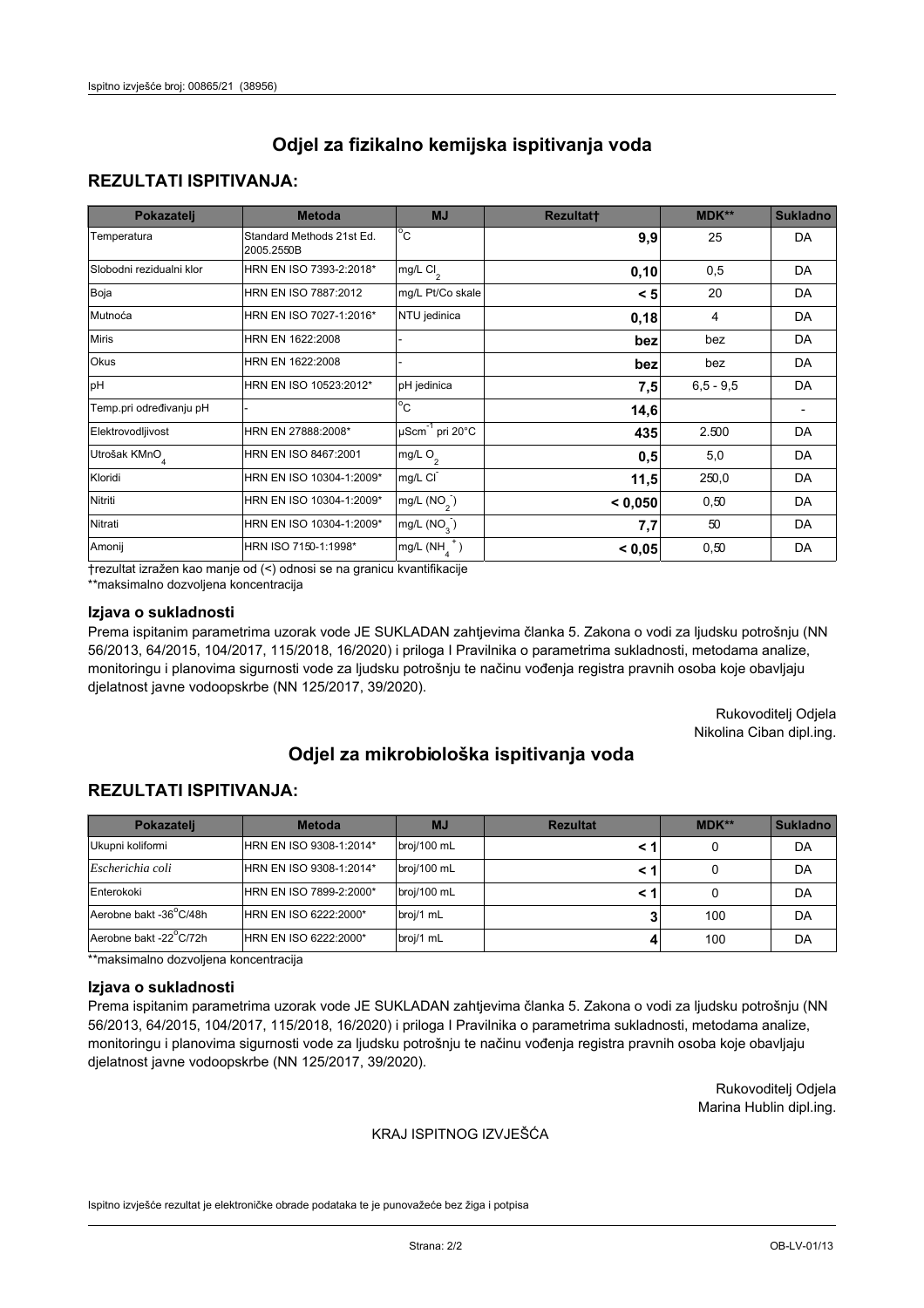# Odjel za fizikalno kemijska ispitivanja voda

## REZULTATI ISPITIVANJA:

| Pokazatelj | Metoda | MJ | Rezultat† | MDK** | Sukladno |
|---|---|---|---|---|---|
| Temperatura | Standard Methods 21st Ed. 2005.2550B | °C | **9,9** | 25 | DA |
| Slobodni rezidualni klor | HRN EN ISO 7393-2:2018* | mg/L $Cl_2$ | **0,10** | 0,5 | DA |
| Boja | HRN EN ISO 7887:2012 | mg/L Pt/Co skale | **< 5** | 20 | DA |
| Mutnoća | HRN EN ISO 7027-1:2016* | NTU jedinica | **0,18** | 4 | DA |
| Miris | HRN EN 1622:2008 | - | **bez** | bez | DA |
| Okus | HRN EN 1622:2008 | - | **bez** | bez | DA |
| pH | HRN EN ISO 10523:2012* | pH jedinica | **7,5** | 6,5 - 9,5 | DA |
| Temp.pri određivanju pH | - | °C | **14,6** | | - |
| Elektrovodljivost | HRN EN 27888:2008* | $\mu Scm^{-1}$ pri 20°C | **435** | 2.500 | DA |
| Utrošak $KMnO_4$ | HRN EN ISO 8467:2001 | mg/L $O_2$ | **0,5** | 5,0 | DA |
| Kloridi | HRN EN ISO 10304-1:2009* | mg/L $Cl^-$ | **11,5** | 250,0 | DA |
| Nitriti | HRN EN ISO 10304-1:2009* | mg/L $(NO_2^-)$ | **< 0,050** | 0,50 | DA |
| Nitrati | HRN EN ISO 10304-1:2009* | mg/L $(NO_3^-)$ | **7,7** | 50 | DA |
| Amonij | HRN ISO 7150-1:1998* | mg/L $(NH_4^+)$ | **< 0,05** | 0,50 | DA |

†rezultat izražen kao manje od (<) odnosi se na granicu kvantifikacije
**maksimalno dozvoljena koncentracija

### Izjava o sukladnosti

Prema ispitanim parametrima uzorak vode JE SUKLADAN zahtjevima članka 5. Zakona o vodi za ljudsku potrošnju (NN 56/2013, 64/2015, 104/2017, 115/2018, 16/2020) i priloga I Pravilnika o parametrima sukladnosti, metodama analize, monitoringu i planovima sigurnosti vode za ljudsku potrošnju te načinu vođenja registra pravnih osoba koje obavljaju djelatnost javne vodoopskrbe (NN 125/2017, 39/2020).

Rukovoditelj Odjela
Nikolina Ciban dipl.ing.

# Odjel za mikrobiološka ispitivanja voda

## REZULTATI ISPITIVANJA:

| Pokazatelj | Metoda | MJ | Rezultat | MDK** | Sukladno |
|---|---|---|---|---|---|
| Ukupni koliformi | HRN EN ISO 9308-1:2014* | broj/100 mL | **< 1** | 0 | DA |
| *Escherichia coli* | HRN EN ISO 9308-1:2014* | broj/100 mL | **< 1** | 0 | DA |
| Enterokoki | HRN EN ISO 7899-2:2000* | broj/100 mL | **< 1** | 0 | DA |
| Aerobne bakt -36°C/48h | HRN EN ISO 6222:2000* | broj/1 mL | **3** | 100 | DA |
| Aerobne bakt -22°C/72h | HRN EN ISO 6222:2000* | broj/1 mL | **4** | 100 | DA |

**maksimalno dozvoljena koncentracija

### Izjava o sukladnosti

Prema ispitanim parametrima uzorak vode JE SUKLADAN zahtjevima članka 5. Zakona o vodi za ljudsku potrošnju (NN 56/2013, 64/2015, 104/2017, 115/2018, 16/2020) i priloga I Pravilnika o parametrima sukladnosti, metodama analize, monitoringu i planovima sigurnosti vode za ljudsku potrošnju te načinu vođenja registra pravnih osoba koje obavljaju djelatnost javne vodoopskrbe (NN 125/2017, 39/2020).

Rukovoditelj Odjela
Marina Hublin dipl.ing.

KRAJ ISPITNOG IZVJEŠĆA

Ispitno izvješće rezultat je elektroničke obrade podataka te je punovažeće bez žiga i potpisa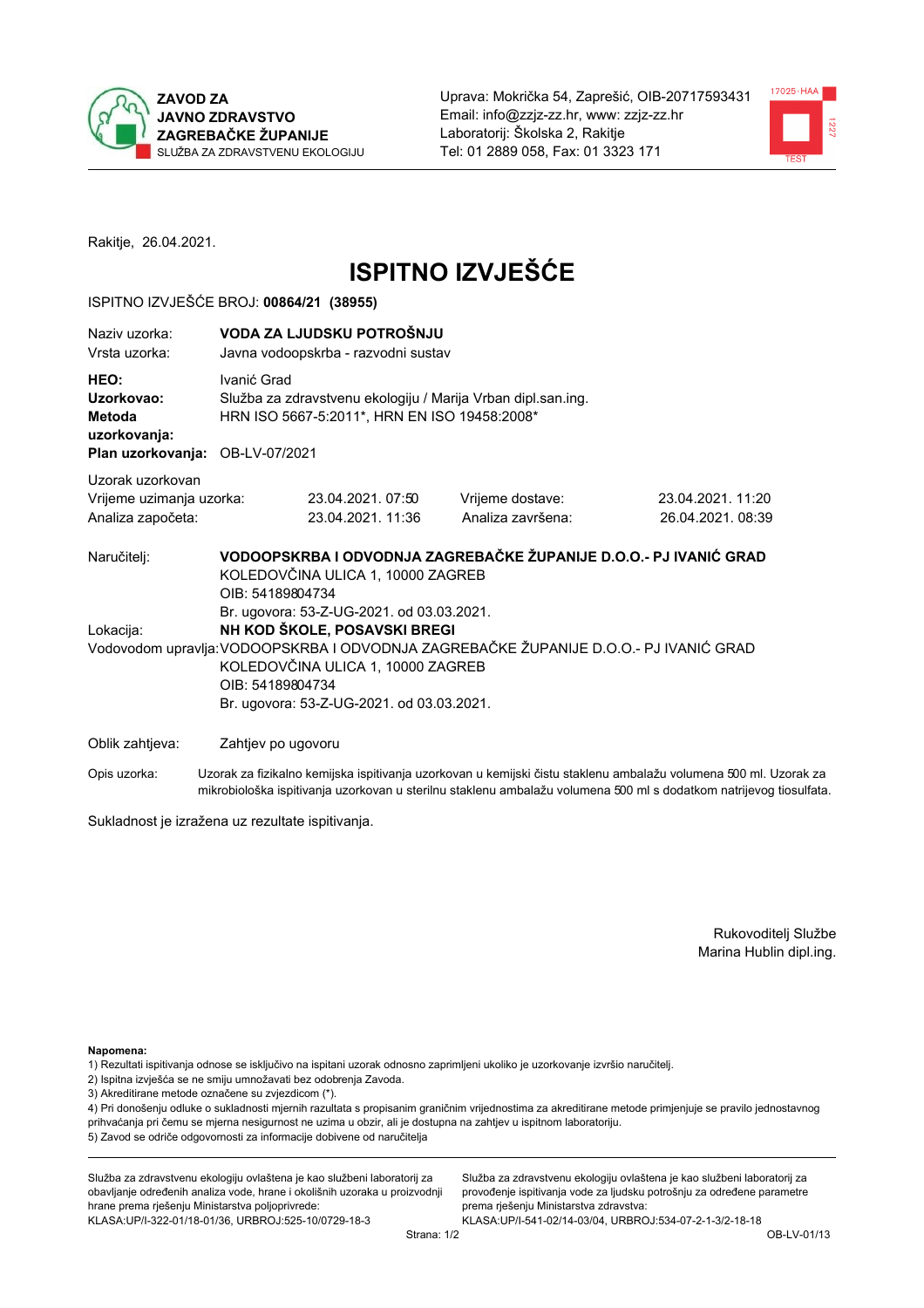**ZAVOD ZA JAVNO ZDRAVSTVO ZAGREBAČKE ŽUPANIJE**
SLUŽBA ZA ZDRAVSTVENU EKOLOGIJU

Uprava: Mokrička 54, Zaprešić, OIB-20717593431
Email: info@zzjz-zz.hr, www: zzjz-zz.hr
Laboratorij: Školska 2, Rakitje
Tel: 01 2889 058, Fax: 01 3323 171

Rakitje, 26.04.2021.

# ISPITNO IZVJEŠĆE

ISPITNO IZVJEŠĆE BROJ: **00864/21 (38955)**

| | |
|---|---|
| Naziv uzorka: | **VODA ZA LJUDSKU POTROŠNJU** |
| Vrsta uzorka: | Javna vodoopskrba - razvodni sustav |
| **HEO:** | Ivanić Grad |
| **Uzorkovao:** | Služba za zdravstvenu ekologiju / Marija Vrban dipl.san.ing. |
| **Metoda uzorkovanja:** | HRN ISO 5667-5:2011*, HRN EN ISO 19458:2008* |
| **Plan uzorkovanja:** | OB-LV-07/2021 |

Uzorak uzorkovan

| | | | |
|---|---|---|---|
| Vrijeme uzimanja uzorka: | 23.04.2021. 07:50 | Vrijeme dostave: | 23.04.2021. 11:20 |
| Analiza započeta: | 23.04.2021. 11:36 | Analiza završena: | 26.04.2021. 08:39 |

Naručitelj: **VODOOPSKRBA I ODVODNJA ZAGREBAČKE ŽUPANIJE D.O.O.- PJ IVANIĆ GRAD**
KOLEDOVČINA ULICA 1, 10000 ZAGREB
OIB: 54189804734
Br. ugovora: 53-Z-UG-2021. od 03.03.2021.

Lokacija: **NH KOD ŠKOLE, POSAVSKI BREGI**

Vodovodom upravlja: VODOOPSKRBA I ODVODNJA ZAGREBAČKE ŽUPANIJE D.O.O.- PJ IVANIĆ GRAD
KOLEDOVČINA ULICA 1, 10000 ZAGREB
OIB: 54189804734
Br. ugovora: 53-Z-UG-2021. od 03.03.2021.

Oblik zahtjeva: Zahtjev po ugovoru

Opis uzorka: Uzorak za fizikalno kemijska ispitivanja uzorkovan u kemijski čistu staklenu ambalažu volumena 500 ml. Uzorak za mikrobiološka ispitivanja uzorkovan u sterilnu staklenu ambalažu volumena 500 ml s dodatkom natrijevog tiosulfata.

Sukladnost je izražena uz rezultate ispitivanja.

Rukovoditelj Službe
Marina Hublin dipl.ing.

**Napomena:**
1) Rezultati ispitivanja odnose se isključivo na ispitani uzorak odnosno zaprimljeni ukoliko je uzorkovanje izvršio naručitelj.
2) Ispitna izvješća se ne smiju umnožavati bez odobrenja Zavoda.
3) Akreditirane metode označene su zvjezdicom (*).
4) Pri donošenju odluke o sukladnosti mjernih razultata s propisanim graničnim vrijednostima za akreditirane metode primjenjuje se pravilo jednostavnog prihvaćanja pri čemu se mjerna nesigurnost ne uzima u obzir, ali je dostupna na zahtjev u ispitnom laboratoriju.
5) Zavod se odriče odgovornosti za informacije dobivene od naručitelja

Služba za zdravstvenu ekologiju ovlaštena je kao službeni laboratorij za obavljanje određenih analiza vode, hrane i okolišnih uzoraka u proizvodnji hrane prema rješenju Ministarstva poljoprivrede: KLASA:UP/I-322-01/18-01/36, URBROJ:525-10/0729-18-3

Služba za zdravstvenu ekologiju ovlaštena je kao službeni laboratorij za provođenje ispitivanja vode za ljudsku potrošnju za određene parametre prema rješenju Ministarstva zdravstva: KLASA:UP/I-541-02/14-03/04, URBROJ:534-07-2-1-3/2-18-18

OB-LV-01/13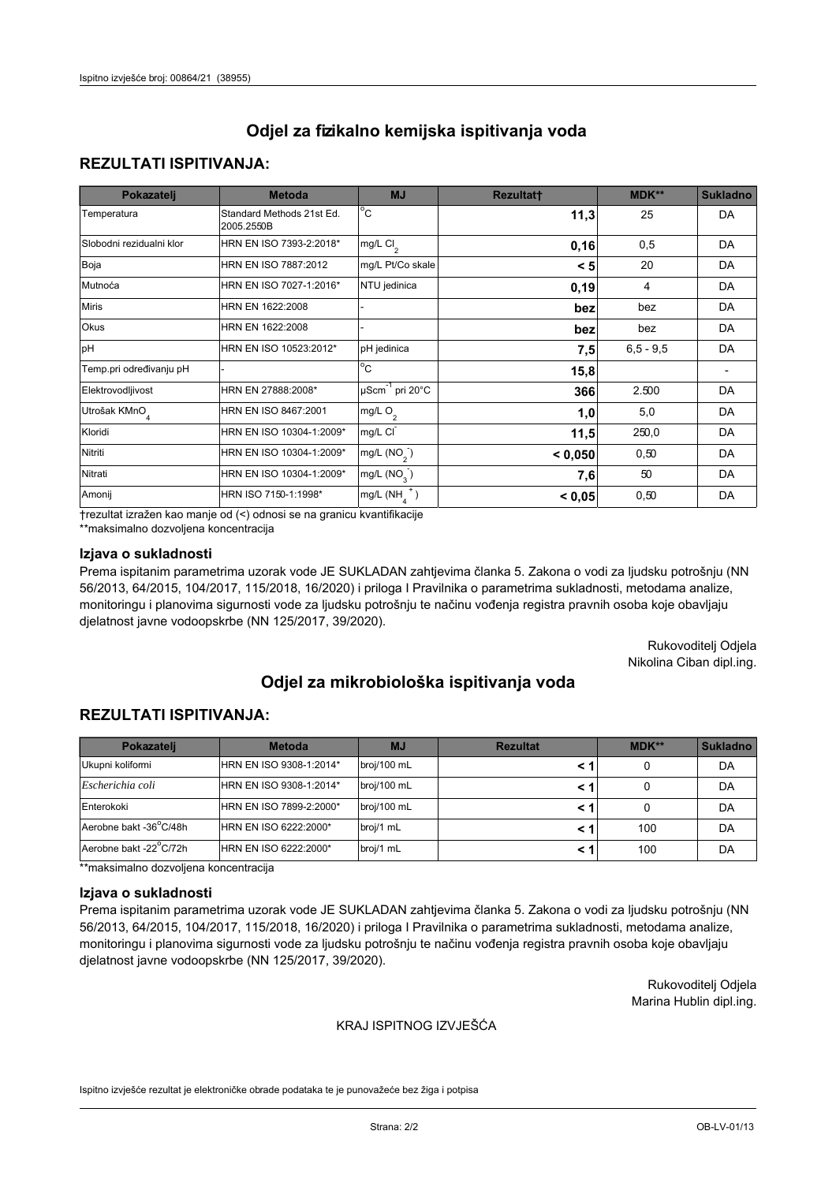## Odjel za fizikalno kemijska ispitivanja voda

### REZULTATI ISPITIVANJA:

| Pokazatelj | Metoda | MJ | Rezultat† | MDK** | Sukladno |
|---|---|---|---|---|---|
| Temperatura | Standard Methods 21st Ed. 2005.2550B | °C | **11,3** | 25 | DA |
| Slobodni rezidualni klor | HRN EN ISO 7393-2:2018* | mg/L $Cl_2$ | **0,16** | 0,5 | DA |
| Boja | HRN EN ISO 7887:2012 | mg/L Pt/Co skale | **< 5** | 20 | DA |
| Mutnoća | HRN EN ISO 7027-1:2016* | NTU jedinica | **0,19** | 4 | DA |
| Miris | HRN EN 1622:2008 | - | **bez** | bez | DA |
| Okus | HRN EN 1622:2008 | - | **bez** | bez | DA |
| pH | HRN EN ISO 10523:2012* | pH jedinica | **7,5** | 6,5 - 9,5 | DA |
| Temp.pri određivanju pH | - | °C | **15,8** | | - |
| Elektrovodljivost | HRN EN 27888:2008* | $\mu Scm^{-1}$ pri 20°C | **366** | 2.500 | DA |
| Utrošak $KMnO_4$ | HRN EN ISO 8467:2001 | mg/L $O_2$ | **1,0** | 5,0 | DA |
| Kloridi | HRN EN ISO 10304-1:2009* | mg/L $Cl^-$ | **11,5** | 250,0 | DA |
| Nitriti | HRN EN ISO 10304-1:2009* | mg/L ($NO_2^-$) | **< 0,050** | 0,50 | DA |
| Nitrati | HRN EN ISO 10304-1:2009* | mg/L ($NO_3^-$) | **7,6** | 50 | DA |
| Amonij | HRN ISO 7150-1:1998* | mg/L ($NH_4^+$) | **< 0,05** | 0,50 | DA |

†rezultat izražen kao manje od (<) odnosi se na granicu kvantifikacije

**maksimalno dozvoljena koncentracija

### Izjava o sukladnosti

Prema ispitanim parametrima uzorak vode JE SUKLADAN zahtjevima članka 5. Zakona o vodi za ljudsku potrošnju (NN 56/2013, 64/2015, 104/2017, 115/2018, 16/2020) i priloga I Pravilnika o parametrima sukladnosti, metodama analize, monitoringu i planovima sigurnosti vode za ljudsku potrošnju te načinu vođenja registra pravnih osoba koje obavljaju djelatnost javne vodoopskrbe (NN 125/2017, 39/2020).

Rukovoditelj Odjela
Nikolina Ciban dipl.ing.

## Odjel za mikrobiološka ispitivanja voda

### REZULTATI ISPITIVANJA:

| Pokazatelj | Metoda | MJ | Rezultat | MDK** | Sukladno |
|---|---|---|---|---|---|
| Ukupni koliformi | HRN EN ISO 9308-1:2014* | broj/100 mL | **< 1** | 0 | DA |
| *Escherichia coli* | HRN EN ISO 9308-1:2014* | broj/100 mL | **< 1** | 0 | DA |
| Enterokoki | HRN EN ISO 7899-2:2000* | broj/100 mL | **< 1** | 0 | DA |
| Aerobne bakt -36°C/48h | HRN EN ISO 6222:2000* | broj/1 mL | **< 1** | 100 | DA |
| Aerobne bakt -22°C/72h | HRN EN ISO 6222:2000* | broj/1 mL | **< 1** | 100 | DA |

**maksimalno dozvoljena koncentracija

### Izjava o sukladnosti

Prema ispitanim parametrima uzorak vode JE SUKLADAN zahtjevima članka 5. Zakona o vodi za ljudsku potrošnju (NN 56/2013, 64/2015, 104/2017, 115/2018, 16/2020) i priloga I Pravilnika o parametrima sukladnosti, metodama analize, monitoringu i planovima sigurnosti vode za ljudsku potrošnju te načinu vođenja registra pravnih osoba koje obavljaju djelatnost javne vodoopskrbe (NN 125/2017, 39/2020).

Rukovoditelj Odjela
Marina Hublin dipl.ing.

KRAJ ISPITNOG IZVJEŠĆA